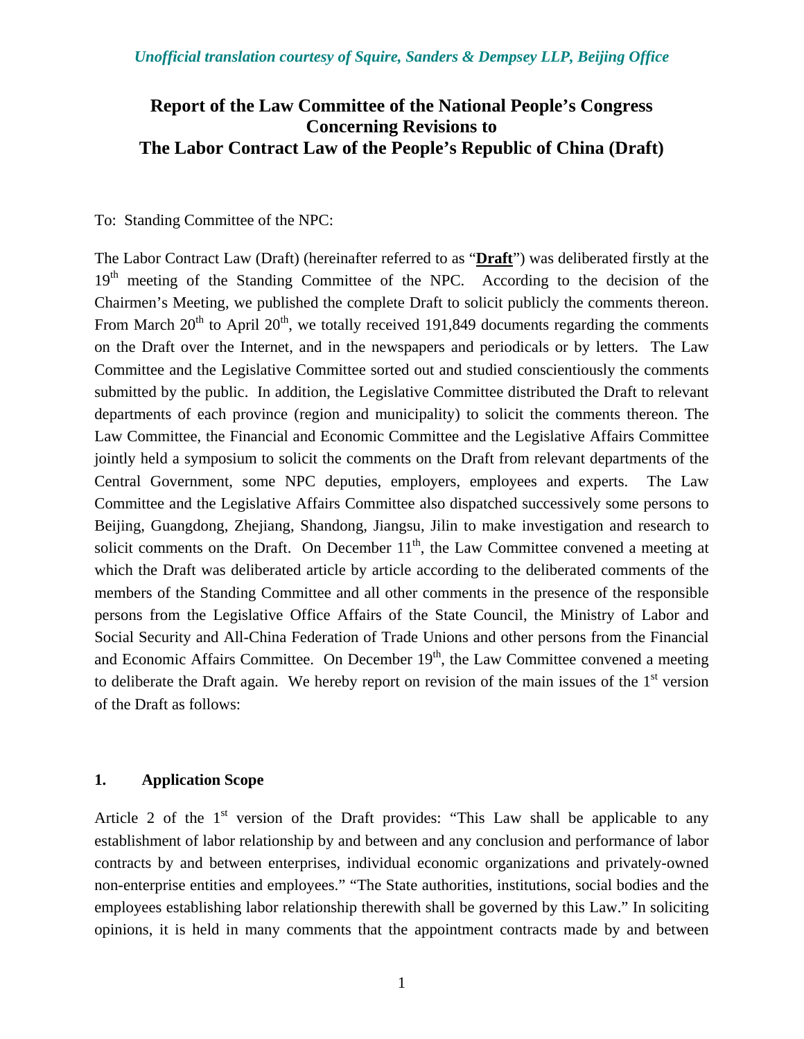*Unofficial translation courtesy of Squire, Sanders & Dempsey LLP, Beijing Office*

# Report of the Law Committee of the National People's Congress Concerning Revisions to The Labor Contract Law of the People's Republic of China (Draft)

To: Standing Committee of the NPC:

The Labor Contract Law (Draft) (hereinafter referred to as "**Draft**") was deliberated firstly at the 19th meeting of the Standing Committee of the NPC. According to the decision of the Chairmen's Meeting, we published the complete Draft to solicit publicly the comments thereon. From March 20th to April 20th, we totally received 191,849 documents regarding the comments on the Draft over the Internet, and in the newspapers and periodicals or by letters. The Law Committee and the Legislative Committee sorted out and studied conscientiously the comments submitted by the public. In addition, the Legislative Committee distributed the Draft to relevant departments of each province (region and municipality) to solicit the comments thereon. The Law Committee, the Financial and Economic Committee and the Legislative Affairs Committee jointly held a symposium to solicit the comments on the Draft from relevant departments of the Central Government, some NPC deputies, employers, employees and experts. The Law Committee and the Legislative Affairs Committee also dispatched successively some persons to Beijing, Guangdong, Zhejiang, Shandong, Jiangsu, Jilin to make investigation and research to solicit comments on the Draft. On December 11th, the Law Committee convened a meeting at which the Draft was deliberated article by article according to the deliberated comments of the members of the Standing Committee and all other comments in the presence of the responsible persons from the Legislative Office Affairs of the State Council, the Ministry of Labor and Social Security and All-China Federation of Trade Unions and other persons from the Financial and Economic Affairs Committee. On December 19th, the Law Committee convened a meeting to deliberate the Draft again. We hereby report on revision of the main issues of the 1st version of the Draft as follows:

## 1. Application Scope

Article 2 of the 1st version of the Draft provides: "This Law shall be applicable to any establishment of labor relationship by and between and any conclusion and performance of labor contracts by and between enterprises, individual economic organizations and privately-owned non-enterprise entities and employees." "The State authorities, institutions, social bodies and the employees establishing labor relationship therewith shall be governed by this Law." In soliciting opinions, it is held in many comments that the appointment contracts made by and between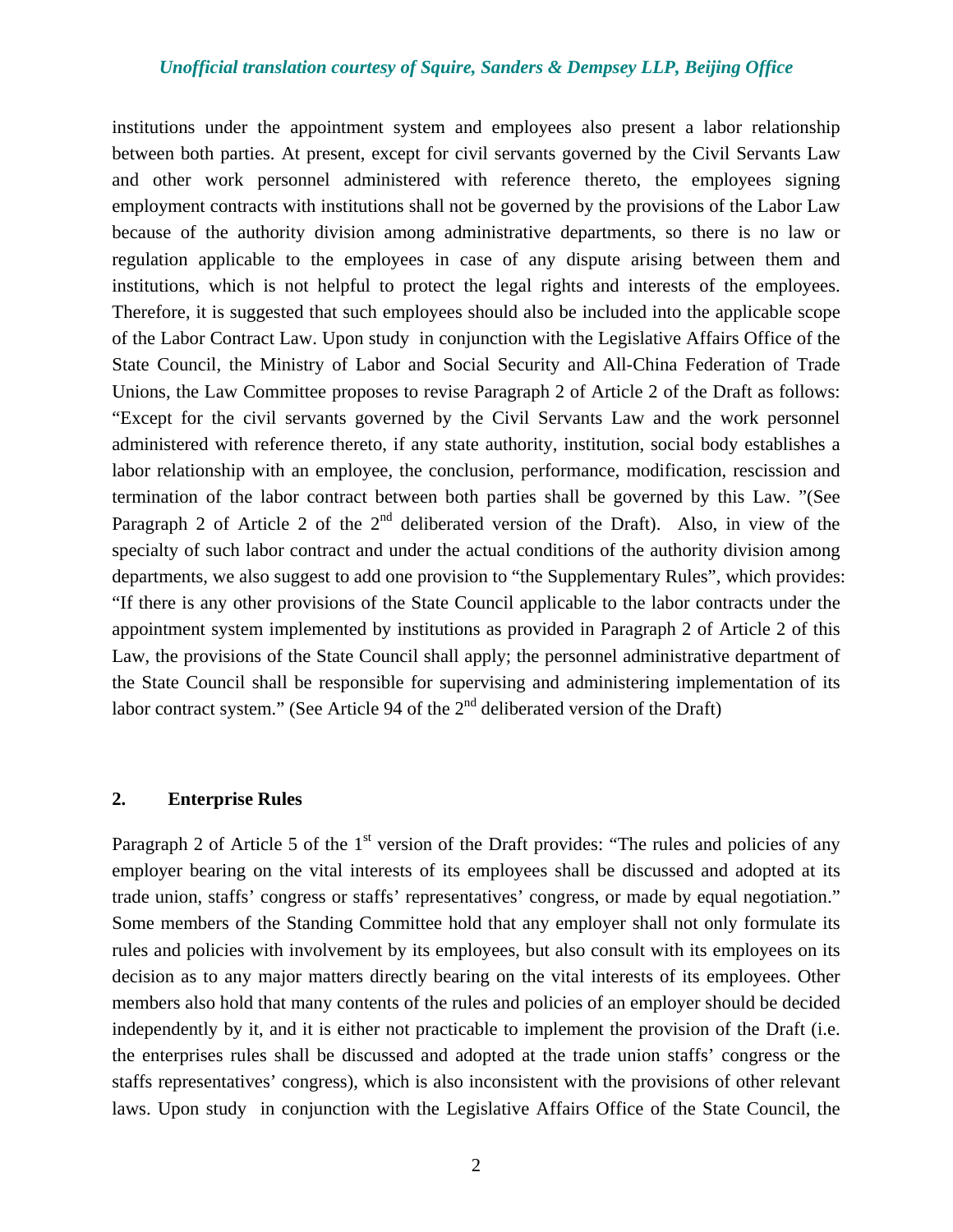institutions under the appointment system and employees also present a labor relationship between both parties. At present, except for civil servants governed by the Civil Servants Law and other work personnel administered with reference thereto, the employees signing employment contracts with institutions shall not be governed by the provisions of the Labor Law because of the authority division among administrative departments, so there is no law or regulation applicable to the employees in case of any dispute arising between them and institutions, which is not helpful to protect the legal rights and interests of the employees. Therefore, it is suggested that such employees should also be included into the applicable scope of the Labor Contract Law. Upon study in conjunction with the Legislative Affairs Office of the State Council, the Ministry of Labor and Social Security and All-China Federation of Trade Unions, the Law Committee proposes to revise Paragraph 2 of Article 2 of the Draft as follows: "Except for the civil servants governed by the Civil Servants Law and the work personnel administered with reference thereto, if any state authority, institution, social body establishes a labor relationship with an employee, the conclusion, performance, modification, rescission and termination of the labor contract between both parties shall be governed by this Law. "(See Paragraph 2 of Article 2 of the 2nd deliberated version of the Draft). Also, in view of the specialty of such labor contract and under the actual conditions of the authority division among departments, we also suggest to add one provision to "the Supplementary Rules", which provides: "If there is any other provisions of the State Council applicable to the labor contracts under the appointment system implemented by institutions as provided in Paragraph 2 of Article 2 of this Law, the provisions of the State Council shall apply; the personnel administrative department of the State Council shall be responsible for supervising and administering implementation of its labor contract system." (See Article 94 of the 2nd deliberated version of the Draft)

## 2. Enterprise Rules

Paragraph 2 of Article 5 of the 1st version of the Draft provides: "The rules and policies of any employer bearing on the vital interests of its employees shall be discussed and adopted at its trade union, staffs' congress or staffs' representatives' congress, or made by equal negotiation." Some members of the Standing Committee hold that any employer shall not only formulate its rules and policies with involvement by its employees, but also consult with its employees on its decision as to any major matters directly bearing on the vital interests of its employees. Other members also hold that many contents of the rules and policies of an employer should be decided independently by it, and it is either not practicable to implement the provision of the Draft (i.e. the enterprises rules shall be discussed and adopted at the trade union staffs' congress or the staffs representatives' congress), which is also inconsistent with the provisions of other relevant laws. Upon study in conjunction with the Legislative Affairs Office of the State Council, the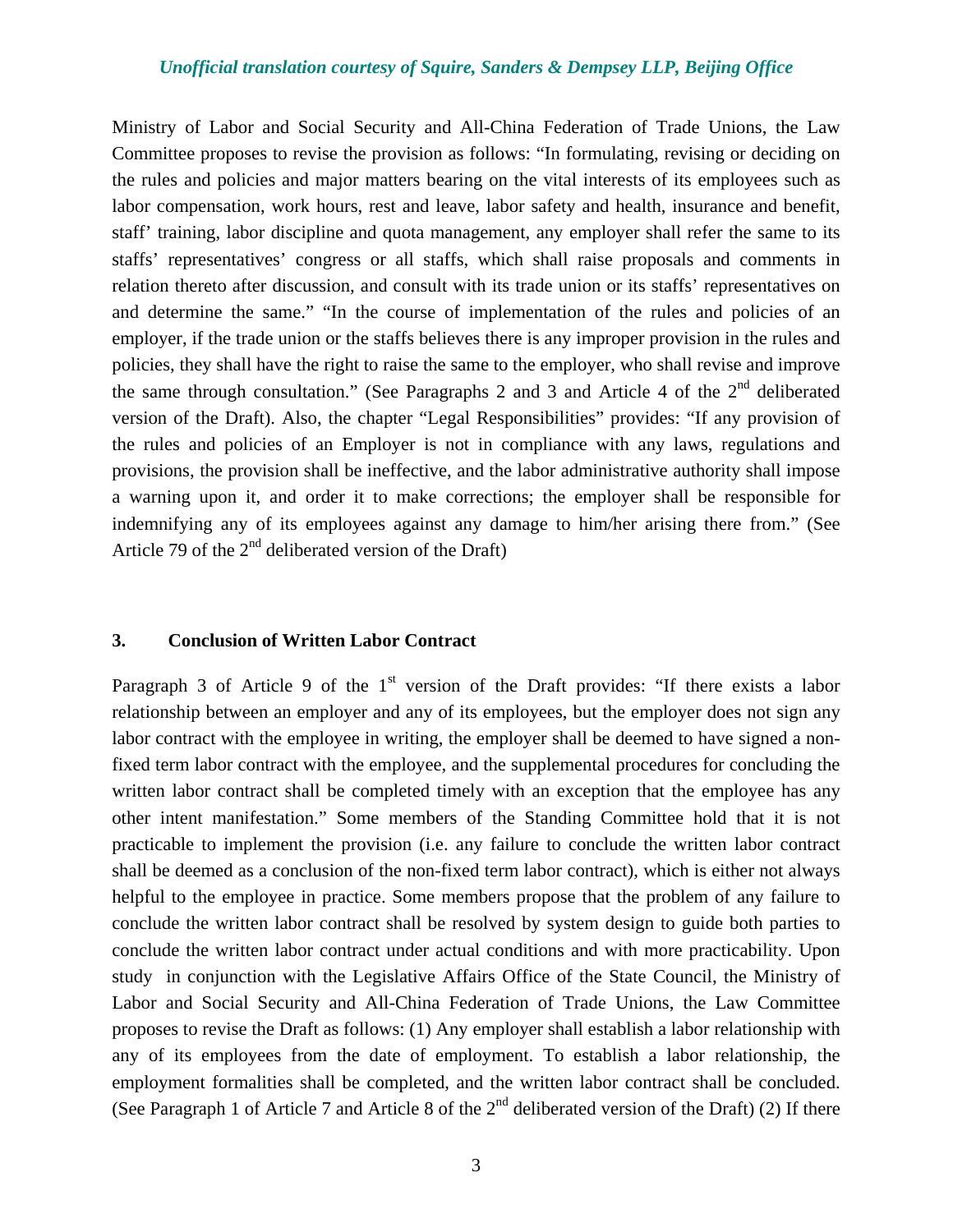Ministry of Labor and Social Security and All-China Federation of Trade Unions, the Law Committee proposes to revise the provision as follows: "In formulating, revising or deciding on the rules and policies and major matters bearing on the vital interests of its employees such as labor compensation, work hours, rest and leave, labor safety and health, insurance and benefit, staff' training, labor discipline and quota management, any employer shall refer the same to its staffs' representatives' congress or all staffs, which shall raise proposals and comments in relation thereto after discussion, and consult with its trade union or its staffs' representatives on and determine the same." "In the course of implementation of the rules and policies of an employer, if the trade union or the staffs believes there is any improper provision in the rules and policies, they shall have the right to raise the same to the employer, who shall revise and improve the same through consultation." (See Paragraphs 2 and 3 and Article 4 of the 2nd deliberated version of the Draft). Also, the chapter "Legal Responsibilities" provides: "If any provision of the rules and policies of an Employer is not in compliance with any laws, regulations and provisions, the provision shall be ineffective, and the labor administrative authority shall impose a warning upon it, and order it to make corrections; the employer shall be responsible for indemnifying any of its employees against any damage to him/her arising there from." (See Article 79 of the 2nd deliberated version of the Draft)

### 3. Conclusion of Written Labor Contract

Paragraph 3 of Article 9 of the 1st version of the Draft provides: "If there exists a labor relationship between an employer and any of its employees, but the employer does not sign any labor contract with the employee in writing, the employer shall be deemed to have signed a non-fixed term labor contract with the employee, and the supplemental procedures for concluding the written labor contract shall be completed timely with an exception that the employee has any other intent manifestation." Some members of the Standing Committee hold that it is not practicable to implement the provision (i.e. any failure to conclude the written labor contract shall be deemed as a conclusion of the non-fixed term labor contract), which is either not always helpful to the employee in practice. Some members propose that the problem of any failure to conclude the written labor contract shall be resolved by system design to guide both parties to conclude the written labor contract under actual conditions and with more practicability. Upon study in conjunction with the Legislative Affairs Office of the State Council, the Ministry of Labor and Social Security and All-China Federation of Trade Unions, the Law Committee proposes to revise the Draft as follows: (1) Any employer shall establish a labor relationship with any of its employees from the date of employment. To establish a labor relationship, the employment formalities shall be completed, and the written labor contract shall be concluded. (See Paragraph 1 of Article 7 and Article 8 of the 2nd deliberated version of the Draft) (2) If there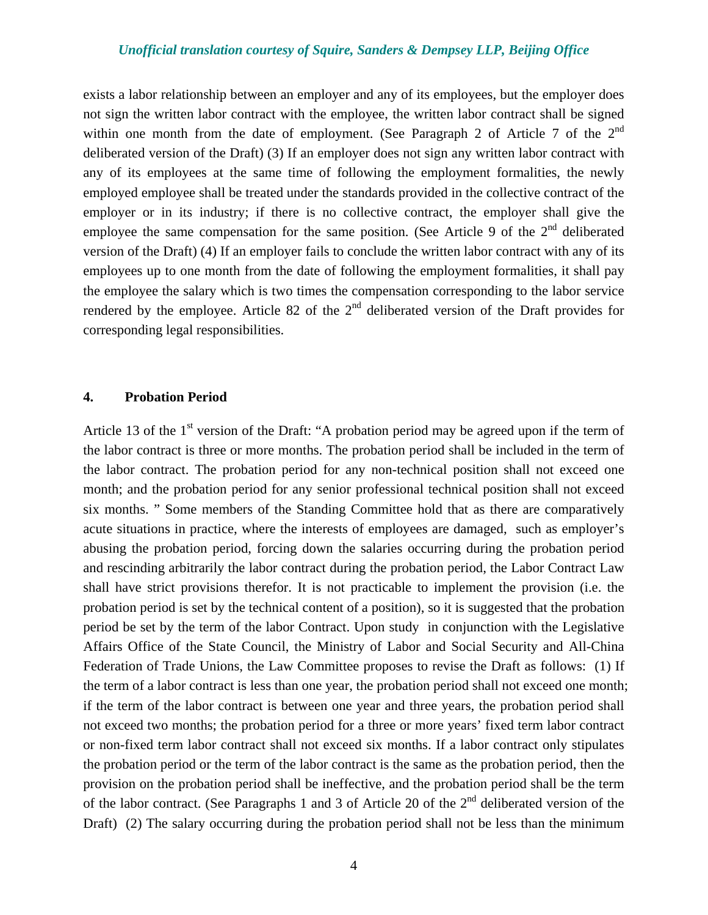exists a labor relationship between an employer and any of its employees, but the employer does not sign the written labor contract with the employee, the written labor contract shall be signed within one month from the date of employment. (See Paragraph 2 of Article 7 of the 2nd deliberated version of the Draft) (3) If an employer does not sign any written labor contract with any of its employees at the same time of following the employment formalities, the newly employed employee shall be treated under the standards provided in the collective contract of the employer or in its industry; if there is no collective contract, the employer shall give the employee the same compensation for the same position. (See Article 9 of the 2nd deliberated version of the Draft) (4) If an employer fails to conclude the written labor contract with any of its employees up to one month from the date of following the employment formalities, it shall pay the employee the salary which is two times the compensation corresponding to the labor service rendered by the employee. Article 82 of the 2nd deliberated version of the Draft provides for corresponding legal responsibilities.

## 4. Probation Period

Article 13 of the 1st version of the Draft: "A probation period may be agreed upon if the term of the labor contract is three or more months. The probation period shall be included in the term of the labor contract. The probation period for any non-technical position shall not exceed one month; and the probation period for any senior professional technical position shall not exceed six months. " Some members of the Standing Committee hold that as there are comparatively acute situations in practice, where the interests of employees are damaged, such as employer's abusing the probation period, forcing down the salaries occurring during the probation period and rescinding arbitrarily the labor contract during the probation period, the Labor Contract Law shall have strict provisions therefor. It is not practicable to implement the provision (i.e. the probation period is set by the technical content of a position), so it is suggested that the probation period be set by the term of the labor Contract. Upon study in conjunction with the Legislative Affairs Office of the State Council, the Ministry of Labor and Social Security and All-China Federation of Trade Unions, the Law Committee proposes to revise the Draft as follows: (1) If the term of a labor contract is less than one year, the probation period shall not exceed one month; if the term of the labor contract is between one year and three years, the probation period shall not exceed two months; the probation period for a three or more years' fixed term labor contract or non-fixed term labor contract shall not exceed six months. If a labor contract only stipulates the probation period or the term of the labor contract is the same as the probation period, then the provision on the probation period shall be ineffective, and the probation period shall be the term of the labor contract. (See Paragraphs 1 and 3 of Article 20 of the 2nd deliberated version of the Draft) (2) The salary occurring during the probation period shall not be less than the minimum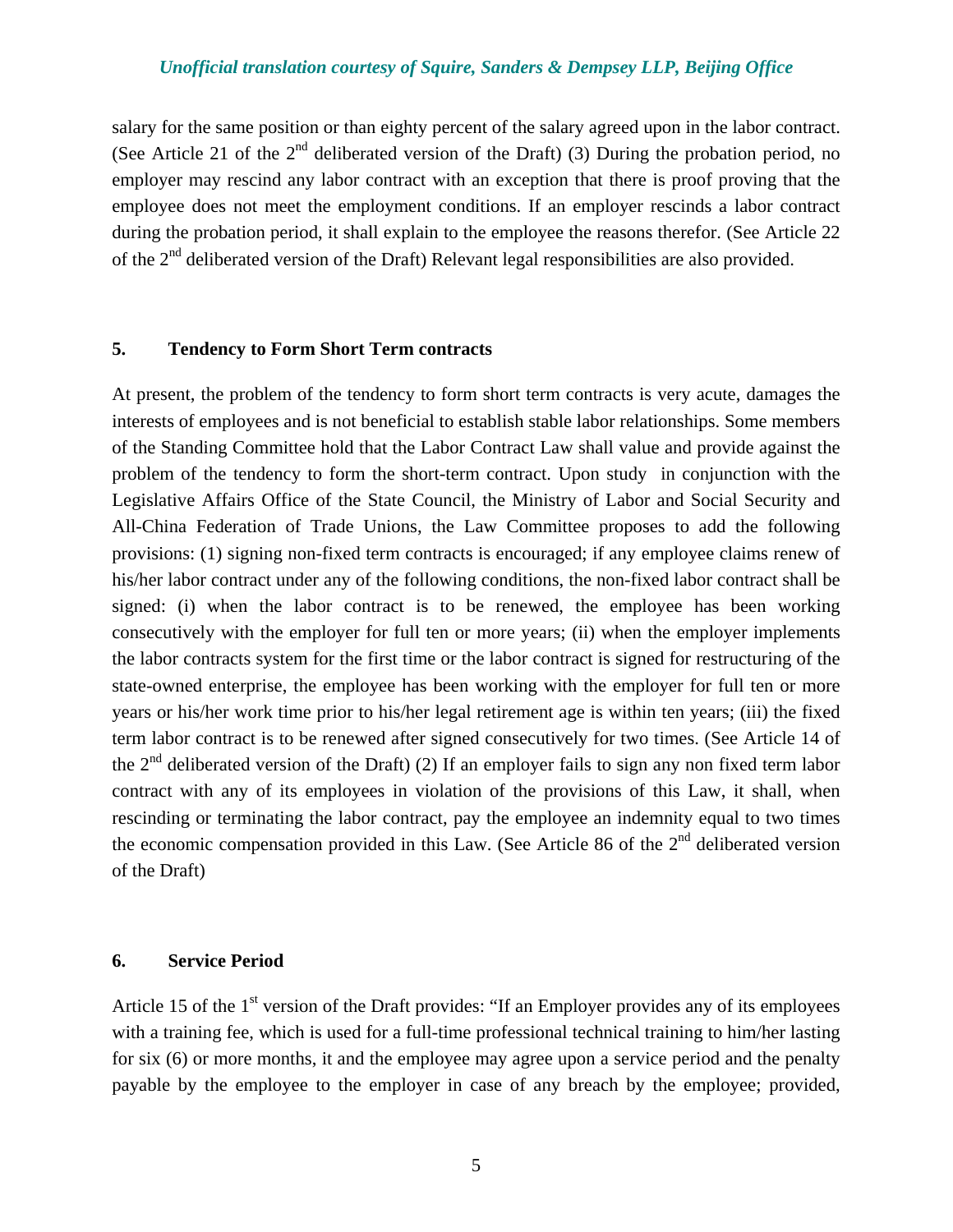salary for the same position or than eighty percent of the salary agreed upon in the labor contract. (See Article 21 of the 2nd deliberated version of the Draft) (3) During the probation period, no employer may rescind any labor contract with an exception that there is proof proving that the employee does not meet the employment conditions. If an employer rescinds a labor contract during the probation period, it shall explain to the employee the reasons therefor. (See Article 22 of the 2nd deliberated version of the Draft) Relevant legal responsibilities are also provided.

**5. Tendency to Form Short Term contracts**

At present, the problem of the tendency to form short term contracts is very acute, damages the interests of employees and is not beneficial to establish stable labor relationships. Some members of the Standing Committee hold that the Labor Contract Law shall value and provide against the problem of the tendency to form the short-term contract. Upon study in conjunction with the Legislative Affairs Office of the State Council, the Ministry of Labor and Social Security and All-China Federation of Trade Unions, the Law Committee proposes to add the following provisions: (1) signing non-fixed term contracts is encouraged; if any employee claims renew of his/her labor contract under any of the following conditions, the non-fixed labor contract shall be signed: (i) when the labor contract is to be renewed, the employee has been working consecutively with the employer for full ten or more years; (ii) when the employer implements the labor contracts system for the first time or the labor contract is signed for restructuring of the state-owned enterprise, the employee has been working with the employer for full ten or more years or his/her work time prior to his/her legal retirement age is within ten years; (iii) the fixed term labor contract is to be renewed after signed consecutively for two times. (See Article 14 of the 2nd deliberated version of the Draft) (2) If an employer fails to sign any non fixed term labor contract with any of its employees in violation of the provisions of this Law, it shall, when rescinding or terminating the labor contract, pay the employee an indemnity equal to two times the economic compensation provided in this Law. (See Article 86 of the 2nd deliberated version of the Draft)

**6. Service Period**

Article 15 of the 1st version of the Draft provides: "If an Employer provides any of its employees with a training fee, which is used for a full-time professional technical training to him/her lasting for six (6) or more months, it and the employee may agree upon a service period and the penalty payable by the employee to the employer in case of any breach by the employee; provided,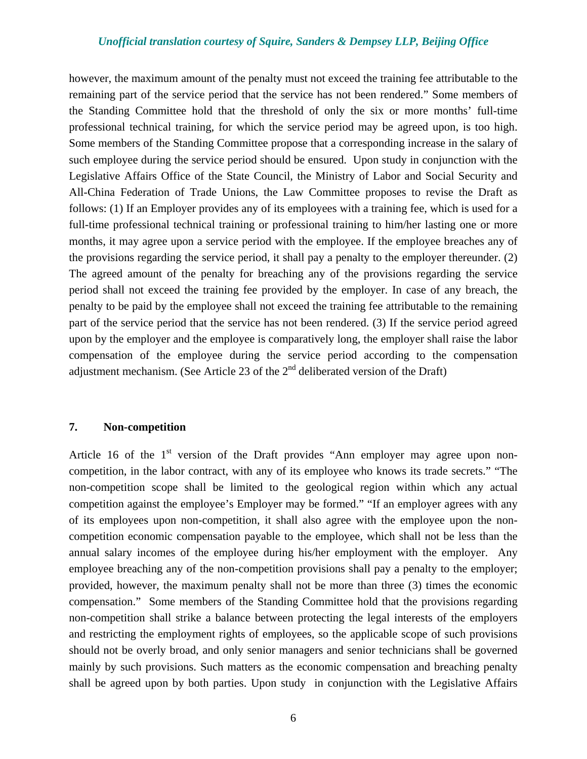however, the maximum amount of the penalty must not exceed the training fee attributable to the remaining part of the service period that the service has not been rendered." Some members of the Standing Committee hold that the threshold of only the six or more months' full-time professional technical training, for which the service period may be agreed upon, is too high. Some members of the Standing Committee propose that a corresponding increase in the salary of such employee during the service period should be ensured. Upon study in conjunction with the Legislative Affairs Office of the State Council, the Ministry of Labor and Social Security and All-China Federation of Trade Unions, the Law Committee proposes to revise the Draft as follows: (1) If an Employer provides any of its employees with a training fee, which is used for a full-time professional technical training or professional training to him/her lasting one or more months, it may agree upon a service period with the employee. If the employee breaches any of the provisions regarding the service period, it shall pay a penalty to the employer thereunder. (2) The agreed amount of the penalty for breaching any of the provisions regarding the service period shall not exceed the training fee provided by the employer. In case of any breach, the penalty to be paid by the employee shall not exceed the training fee attributable to the remaining part of the service period that the service has not been rendered. (3) If the service period agreed upon by the employer and the employee is comparatively long, the employer shall raise the labor compensation of the employee during the service period according to the compensation adjustment mechanism. (See Article 23 of the 2nd deliberated version of the Draft)

**7. Non-competition**

Article 16 of the 1st version of the Draft provides "Ann employer may agree upon non-competition, in the labor contract, with any of its employee who knows its trade secrets." "The non-competition scope shall be limited to the geological region within which any actual competition against the employee's Employer may be formed." "If an employer agrees with any of its employees upon non-competition, it shall also agree with the employee upon the non-competition economic compensation payable to the employee, which shall not be less than the annual salary incomes of the employee during his/her employment with the employer. Any employee breaching any of the non-competition provisions shall pay a penalty to the employer; provided, however, the maximum penalty shall not be more than three (3) times the economic compensation." Some members of the Standing Committee hold that the provisions regarding non-competition shall strike a balance between protecting the legal interests of the employers and restricting the employment rights of employees, so the applicable scope of such provisions should not be overly broad, and only senior managers and senior technicians shall be governed mainly by such provisions. Such matters as the economic compensation and breaching penalty shall be agreed upon by both parties. Upon study in conjunction with the Legislative Affairs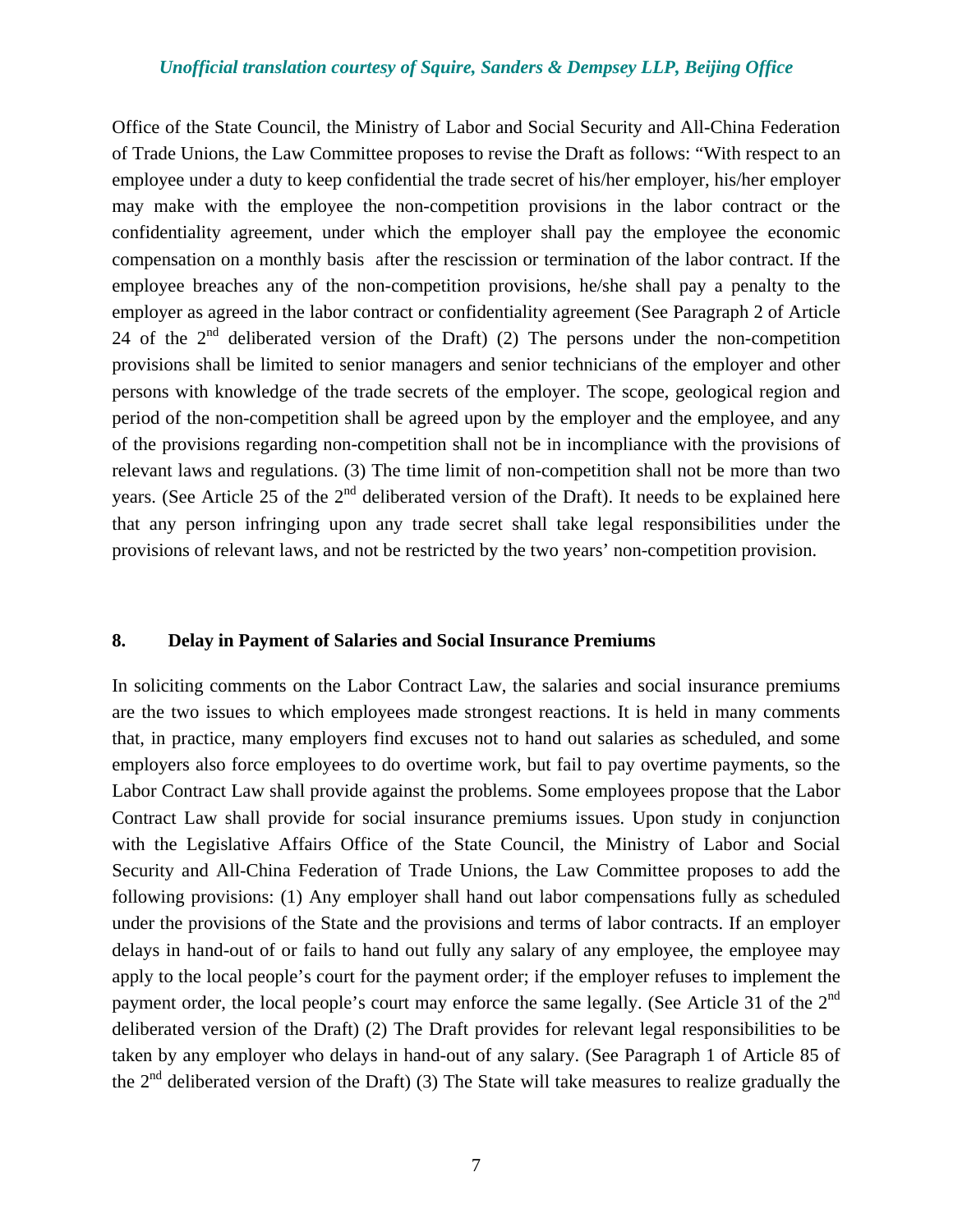Office of the State Council, the Ministry of Labor and Social Security and All-China Federation of Trade Unions, the Law Committee proposes to revise the Draft as follows: "With respect to an employee under a duty to keep confidential the trade secret of his/her employer, his/her employer may make with the employee the non-competition provisions in the labor contract or the confidentiality agreement, under which the employer shall pay the employee the economic compensation on a monthly basis after the rescission or termination of the labor contract. If the employee breaches any of the non-competition provisions, he/she shall pay a penalty to the employer as agreed in the labor contract or confidentiality agreement (See Paragraph 2 of Article 24 of the 2nd deliberated version of the Draft) (2) The persons under the non-competition provisions shall be limited to senior managers and senior technicians of the employer and other persons with knowledge of the trade secrets of the employer. The scope, geological region and period of the non-competition shall be agreed upon by the employer and the employee, and any of the provisions regarding non-competition shall not be in incompliance with the provisions of relevant laws and regulations. (3) The time limit of non-competition shall not be more than two years. (See Article 25 of the 2nd deliberated version of the Draft). It needs to be explained here that any person infringing upon any trade secret shall take legal responsibilities under the provisions of relevant laws, and not be restricted by the two years' non-competition provision.

**8. Delay in Payment of Salaries and Social Insurance Premiums**

In soliciting comments on the Labor Contract Law, the salaries and social insurance premiums are the two issues to which employees made strongest reactions. It is held in many comments that, in practice, many employers find excuses not to hand out salaries as scheduled, and some employers also force employees to do overtime work, but fail to pay overtime payments, so the Labor Contract Law shall provide against the problems. Some employees propose that the Labor Contract Law shall provide for social insurance premiums issues. Upon study in conjunction with the Legislative Affairs Office of the State Council, the Ministry of Labor and Social Security and All-China Federation of Trade Unions, the Law Committee proposes to add the following provisions: (1) Any employer shall hand out labor compensations fully as scheduled under the provisions of the State and the provisions and terms of labor contracts. If an employer delays in hand-out of or fails to hand out fully any salary of any employee, the employee may apply to the local people's court for the payment order; if the employer refuses to implement the payment order, the local people's court may enforce the same legally. (See Article 31 of the 2nd deliberated version of the Draft) (2) The Draft provides for relevant legal responsibilities to be taken by any employer who delays in hand-out of any salary. (See Paragraph 1 of Article 85 of the 2nd deliberated version of the Draft) (3) The State will take measures to realize gradually the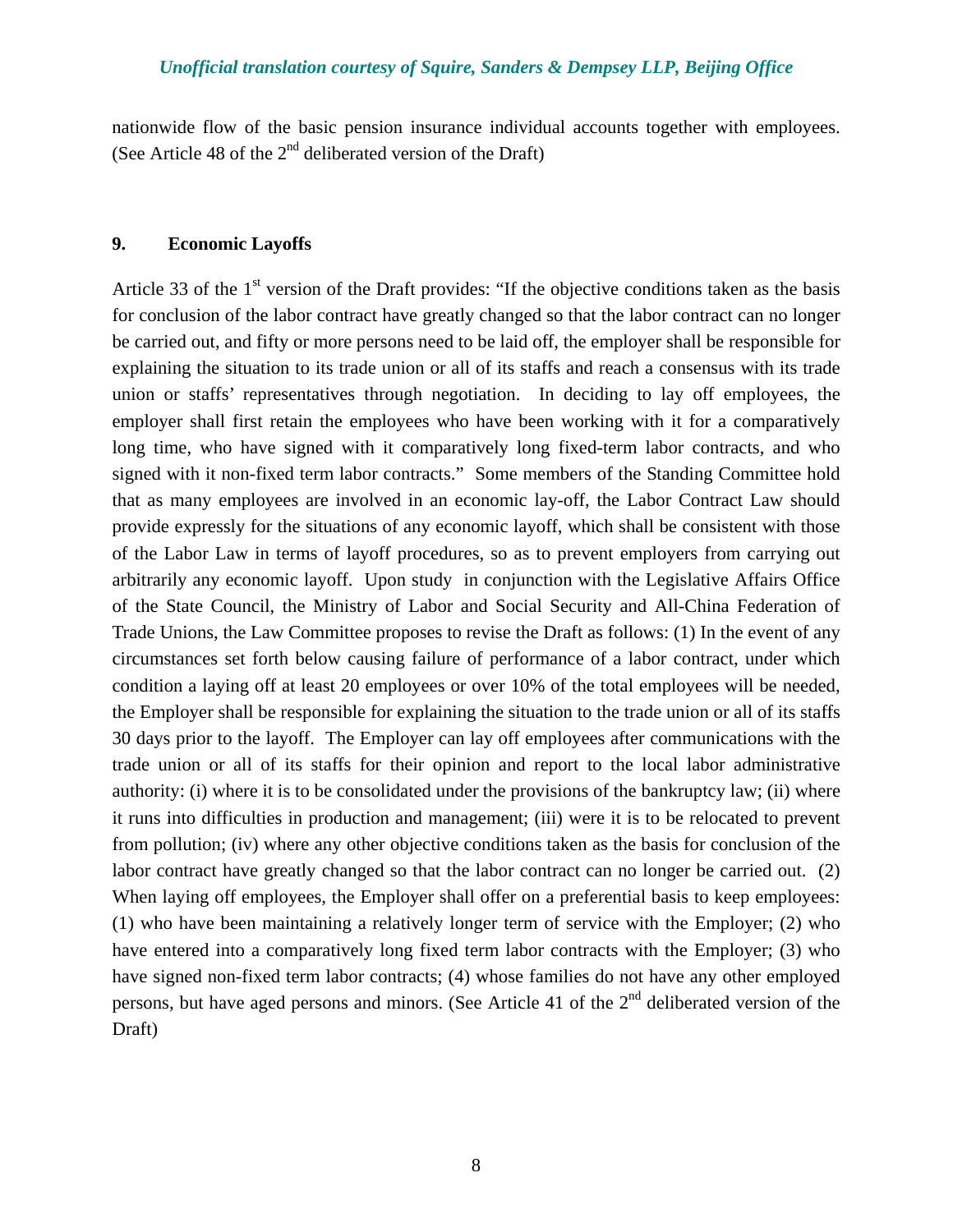nationwide flow of the basic pension insurance individual accounts together with employees. (See Article 48 of the 2nd deliberated version of the Draft)

## 9. Economic Layoffs

Article 33 of the 1st version of the Draft provides: "If the objective conditions taken as the basis for conclusion of the labor contract have greatly changed so that the labor contract can no longer be carried out, and fifty or more persons need to be laid off, the employer shall be responsible for explaining the situation to its trade union or all of its staffs and reach a consensus with its trade union or staffs' representatives through negotiation. In deciding to lay off employees, the employer shall first retain the employees who have been working with it for a comparatively long time, who have signed with it comparatively long fixed-term labor contracts, and who signed with it non-fixed term labor contracts." Some members of the Standing Committee hold that as many employees are involved in an economic lay-off, the Labor Contract Law should provide expressly for the situations of any economic layoff, which shall be consistent with those of the Labor Law in terms of layoff procedures, so as to prevent employers from carrying out arbitrarily any economic layoff. Upon study in conjunction with the Legislative Affairs Office of the State Council, the Ministry of Labor and Social Security and All-China Federation of Trade Unions, the Law Committee proposes to revise the Draft as follows: (1) In the event of any circumstances set forth below causing failure of performance of a labor contract, under which condition a laying off at least 20 employees or over 10% of the total employees will be needed, the Employer shall be responsible for explaining the situation to the trade union or all of its staffs 30 days prior to the layoff. The Employer can lay off employees after communications with the trade union or all of its staffs for their opinion and report to the local labor administrative authority: (i) where it is to be consolidated under the provisions of the bankruptcy law; (ii) where it runs into difficulties in production and management; (iii) were it is to be relocated to prevent from pollution; (iv) where any other objective conditions taken as the basis for conclusion of the labor contract have greatly changed so that the labor contract can no longer be carried out. (2) When laying off employees, the Employer shall offer on a preferential basis to keep employees: (1) who have been maintaining a relatively longer term of service with the Employer; (2) who have entered into a comparatively long fixed term labor contracts with the Employer; (3) who have signed non-fixed term labor contracts; (4) whose families do not have any other employed persons, but have aged persons and minors. (See Article 41 of the 2nd deliberated version of the Draft)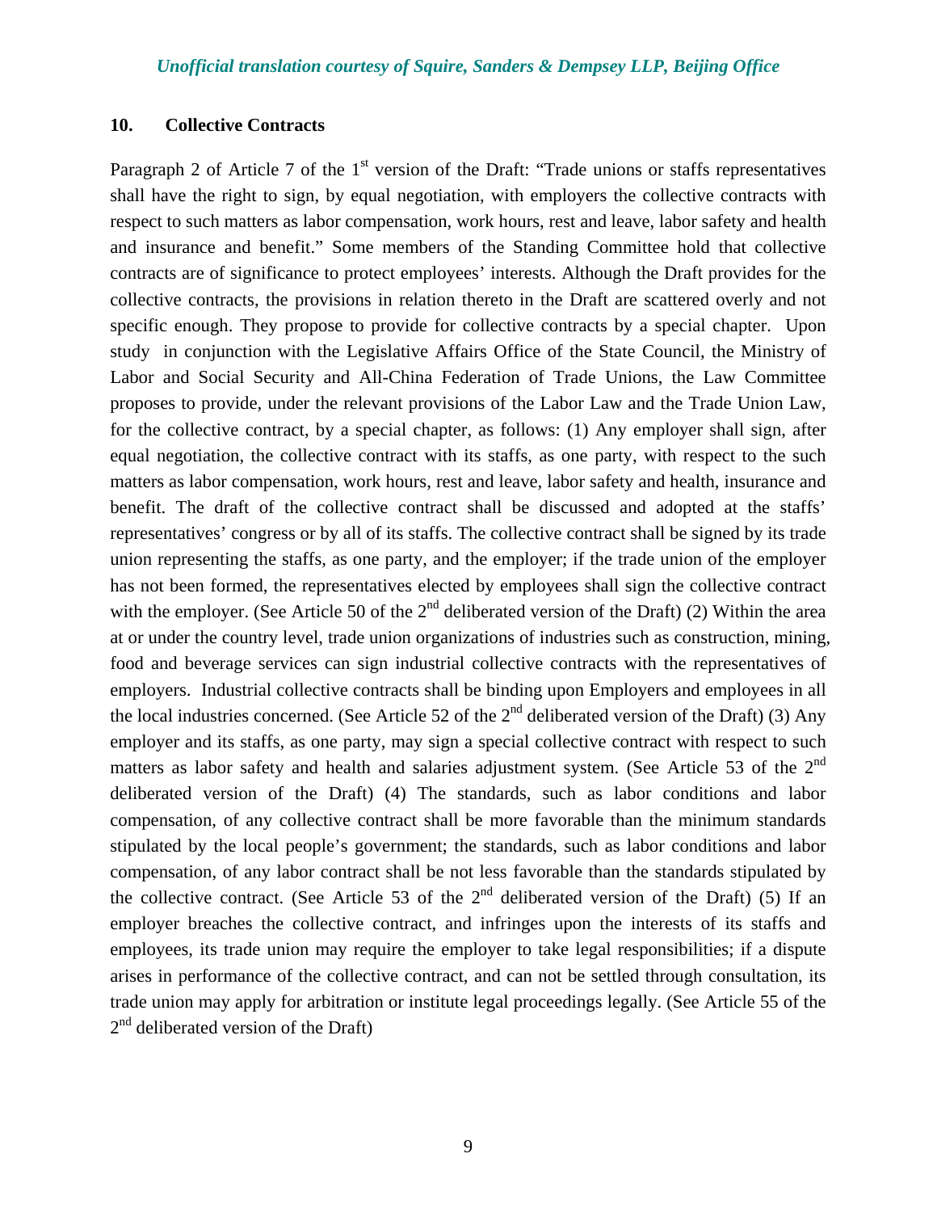## 10. Collective Contracts

Paragraph 2 of Article 7 of the 1st version of the Draft: "Trade unions or staffs representatives shall have the right to sign, by equal negotiation, with employers the collective contracts with respect to such matters as labor compensation, work hours, rest and leave, labor safety and health and insurance and benefit." Some members of the Standing Committee hold that collective contracts are of significance to protect employees' interests. Although the Draft provides for the collective contracts, the provisions in relation thereto in the Draft are scattered overly and not specific enough. They propose to provide for collective contracts by a special chapter. Upon study in conjunction with the Legislative Affairs Office of the State Council, the Ministry of Labor and Social Security and All-China Federation of Trade Unions, the Law Committee proposes to provide, under the relevant provisions of the Labor Law and the Trade Union Law, for the collective contract, by a special chapter, as follows: (1) Any employer shall sign, after equal negotiation, the collective contract with its staffs, as one party, with respect to the such matters as labor compensation, work hours, rest and leave, labor safety and health, insurance and benefit. The draft of the collective contract shall be discussed and adopted at the staffs' representatives' congress or by all of its staffs. The collective contract shall be signed by its trade union representing the staffs, as one party, and the employer; if the trade union of the employer has not been formed, the representatives elected by employees shall sign the collective contract with the employer. (See Article 50 of the 2nd deliberated version of the Draft) (2) Within the area at or under the country level, trade union organizations of industries such as construction, mining, food and beverage services can sign industrial collective contracts with the representatives of employers. Industrial collective contracts shall be binding upon Employers and employees in all the local industries concerned. (See Article 52 of the 2nd deliberated version of the Draft) (3) Any employer and its staffs, as one party, may sign a special collective contract with respect to such matters as labor safety and health and salaries adjustment system. (See Article 53 of the 2nd deliberated version of the Draft) (4) The standards, such as labor conditions and labor compensation, of any collective contract shall be more favorable than the minimum standards stipulated by the local people's government; the standards, such as labor conditions and labor compensation, of any labor contract shall be not less favorable than the standards stipulated by the collective contract. (See Article 53 of the 2nd deliberated version of the Draft) (5) If an employer breaches the collective contract, and infringes upon the interests of its staffs and employees, its trade union may require the employer to take legal responsibilities; if a dispute arises in performance of the collective contract, and can not be settled through consultation, its trade union may apply for arbitration or institute legal proceedings legally. (See Article 55 of the 2nd deliberated version of the Draft)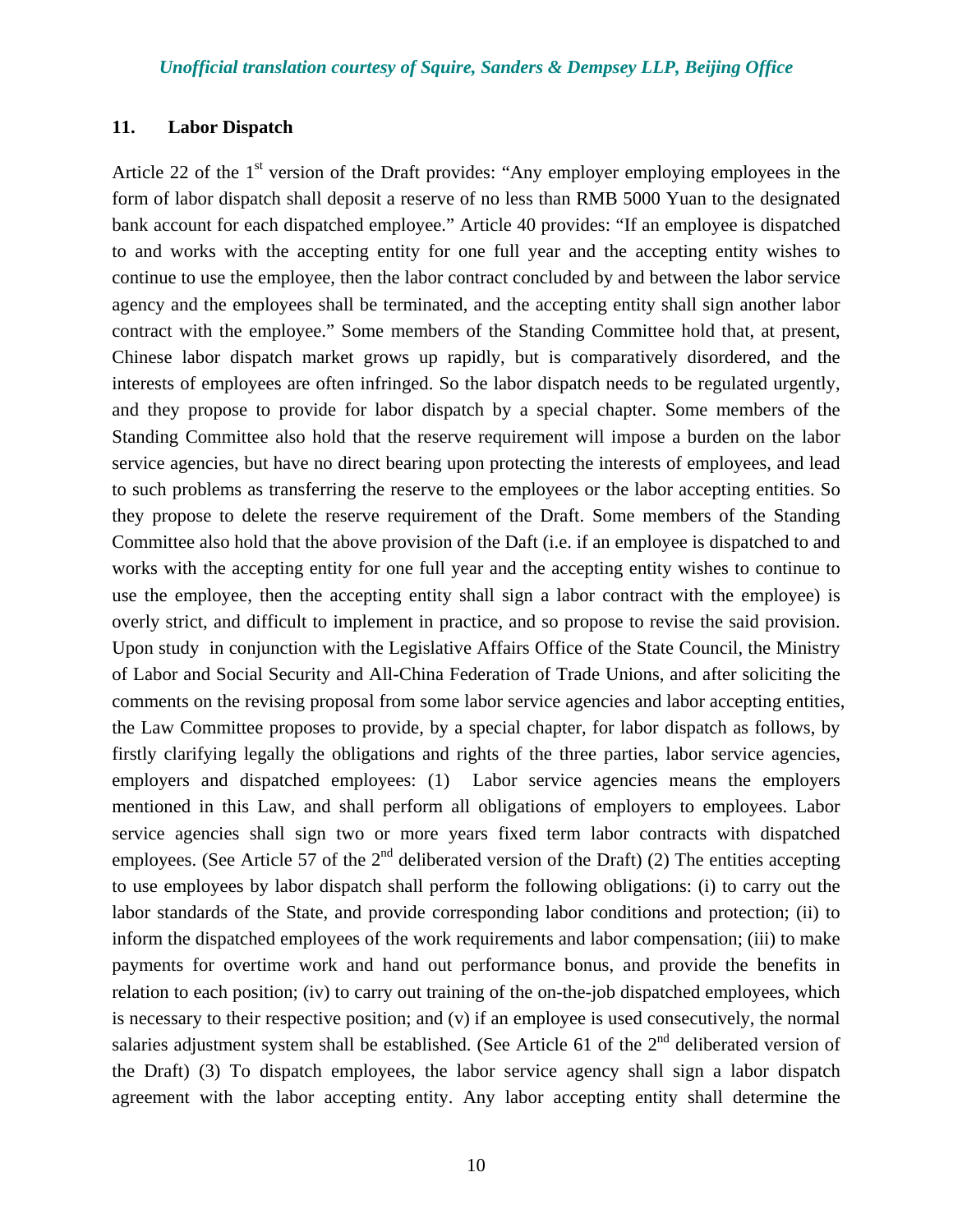## 11. Labor Dispatch

Article 22 of the 1st version of the Draft provides: "Any employer employing employees in the form of labor dispatch shall deposit a reserve of no less than RMB 5000 Yuan to the designated bank account for each dispatched employee." Article 40 provides: "If an employee is dispatched to and works with the accepting entity for one full year and the accepting entity wishes to continue to use the employee, then the labor contract concluded by and between the labor service agency and the employees shall be terminated, and the accepting entity shall sign another labor contract with the employee." Some members of the Standing Committee hold that, at present, Chinese labor dispatch market grows up rapidly, but is comparatively disordered, and the interests of employees are often infringed. So the labor dispatch needs to be regulated urgently, and they propose to provide for labor dispatch by a special chapter. Some members of the Standing Committee also hold that the reserve requirement will impose a burden on the labor service agencies, but have no direct bearing upon protecting the interests of employees, and lead to such problems as transferring the reserve to the employees or the labor accepting entities. So they propose to delete the reserve requirement of the Draft. Some members of the Standing Committee also hold that the above provision of the Daft (i.e. if an employee is dispatched to and works with the accepting entity for one full year and the accepting entity wishes to continue to use the employee, then the accepting entity shall sign a labor contract with the employee) is overly strict, and difficult to implement in practice, and so propose to revise the said provision. Upon study in conjunction with the Legislative Affairs Office of the State Council, the Ministry of Labor and Social Security and All-China Federation of Trade Unions, and after soliciting the comments on the revising proposal from some labor service agencies and labor accepting entities, the Law Committee proposes to provide, by a special chapter, for labor dispatch as follows, by firstly clarifying legally the obligations and rights of the three parties, labor service agencies, employers and dispatched employees: (1) Labor service agencies means the employers mentioned in this Law, and shall perform all obligations of employers to employees. Labor service agencies shall sign two or more years fixed term labor contracts with dispatched employees. (See Article 57 of the 2nd deliberated version of the Draft) (2) The entities accepting to use employees by labor dispatch shall perform the following obligations: (i) to carry out the labor standards of the State, and provide corresponding labor conditions and protection; (ii) to inform the dispatched employees of the work requirements and labor compensation; (iii) to make payments for overtime work and hand out performance bonus, and provide the benefits in relation to each position; (iv) to carry out training of the on-the-job dispatched employees, which is necessary to their respective position; and (v) if an employee is used consecutively, the normal salaries adjustment system shall be established. (See Article 61 of the 2nd deliberated version of the Draft) (3) To dispatch employees, the labor service agency shall sign a labor dispatch agreement with the labor accepting entity. Any labor accepting entity shall determine the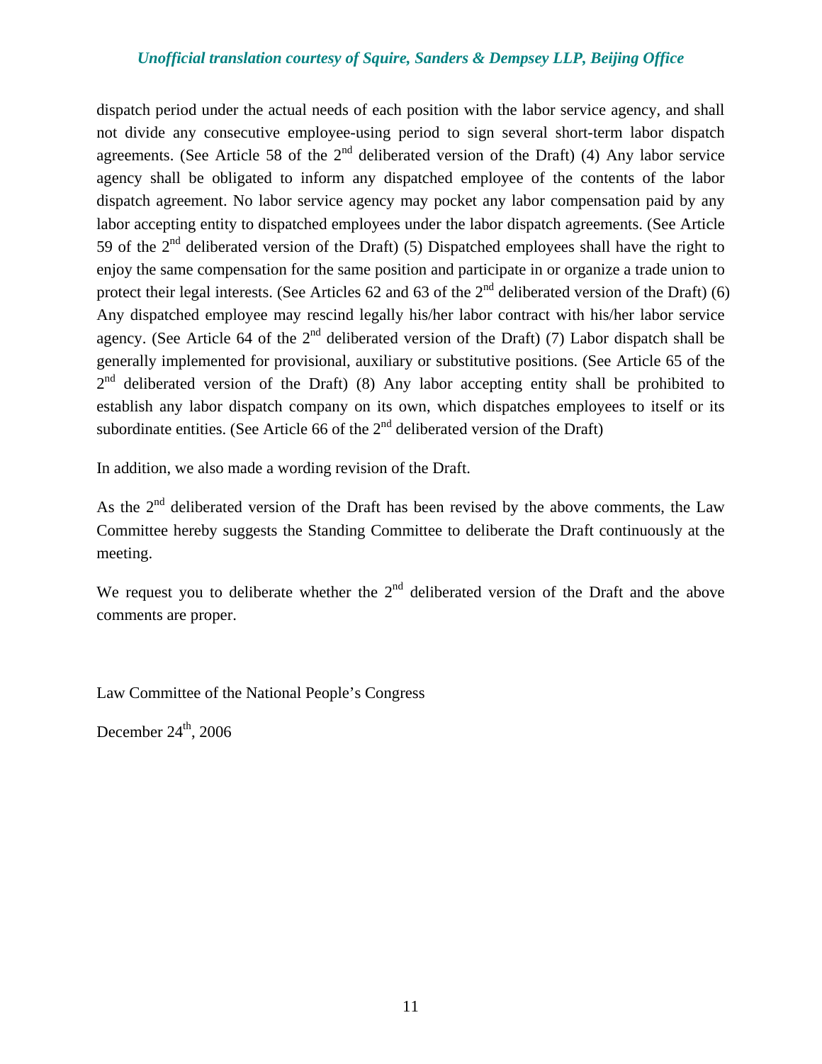dispatch period under the actual needs of each position with the labor service agency, and shall not divide any consecutive employee-using period to sign several short-term labor dispatch agreements. (See Article 58 of the 2nd deliberated version of the Draft) (4) Any labor service agency shall be obligated to inform any dispatched employee of the contents of the labor dispatch agreement. No labor service agency may pocket any labor compensation paid by any labor accepting entity to dispatched employees under the labor dispatch agreements. (See Article 59 of the 2nd deliberated version of the Draft) (5) Dispatched employees shall have the right to enjoy the same compensation for the same position and participate in or organize a trade union to protect their legal interests. (See Articles 62 and 63 of the 2nd deliberated version of the Draft) (6) Any dispatched employee may rescind legally his/her labor contract with his/her labor service agency. (See Article 64 of the 2nd deliberated version of the Draft) (7) Labor dispatch shall be generally implemented for provisional, auxiliary or substitutive positions. (See Article 65 of the 2nd deliberated version of the Draft) (8) Any labor accepting entity shall be prohibited to establish any labor dispatch company on its own, which dispatches employees to itself or its subordinate entities. (See Article 66 of the 2nd deliberated version of the Draft)

In addition, we also made a wording revision of the Draft.

As the 2nd deliberated version of the Draft has been revised by the above comments, the Law Committee hereby suggests the Standing Committee to deliberate the Draft continuously at the meeting.

We request you to deliberate whether the 2nd deliberated version of the Draft and the above comments are proper.

Law Committee of the National People's Congress

December 24th, 2006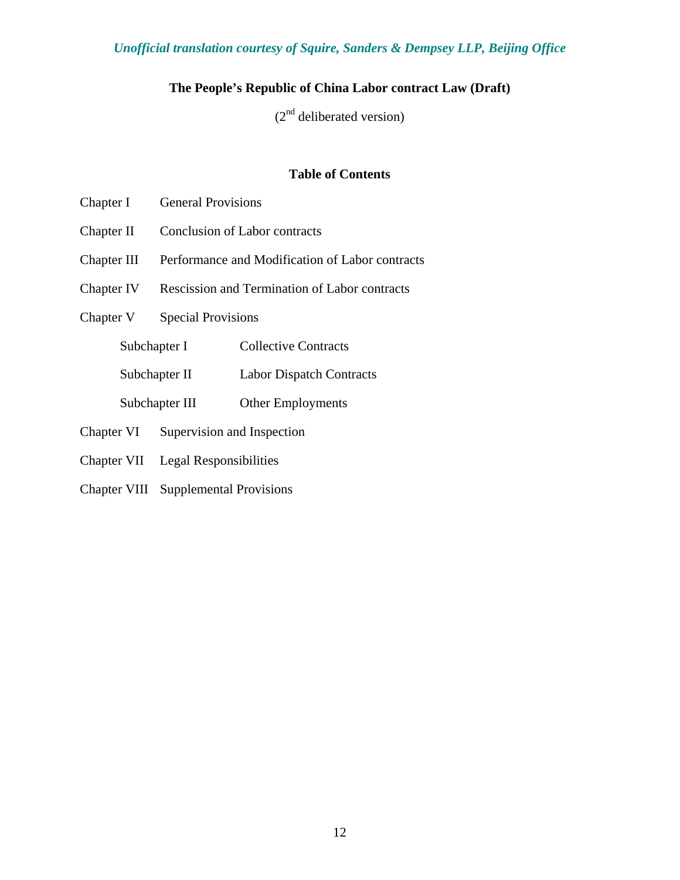*Unofficial translation courtesy of Squire, Sanders & Dempsey LLP, Beijing Office*

# The People's Republic of China Labor contract Law (Draft)

(2nd deliberated version)

## Table of Contents

Chapter I General Provisions

Chapter II Conclusion of Labor contracts

Chapter III Performance and Modification of Labor contracts

Chapter IV Rescission and Termination of Labor contracts

Chapter V Special Provisions

- Subchapter I Collective Contracts
- Subchapter II Labor Dispatch Contracts
- Subchapter III Other Employments

Chapter VI Supervision and Inspection

Chapter VII Legal Responsibilities

Chapter VIII Supplemental Provisions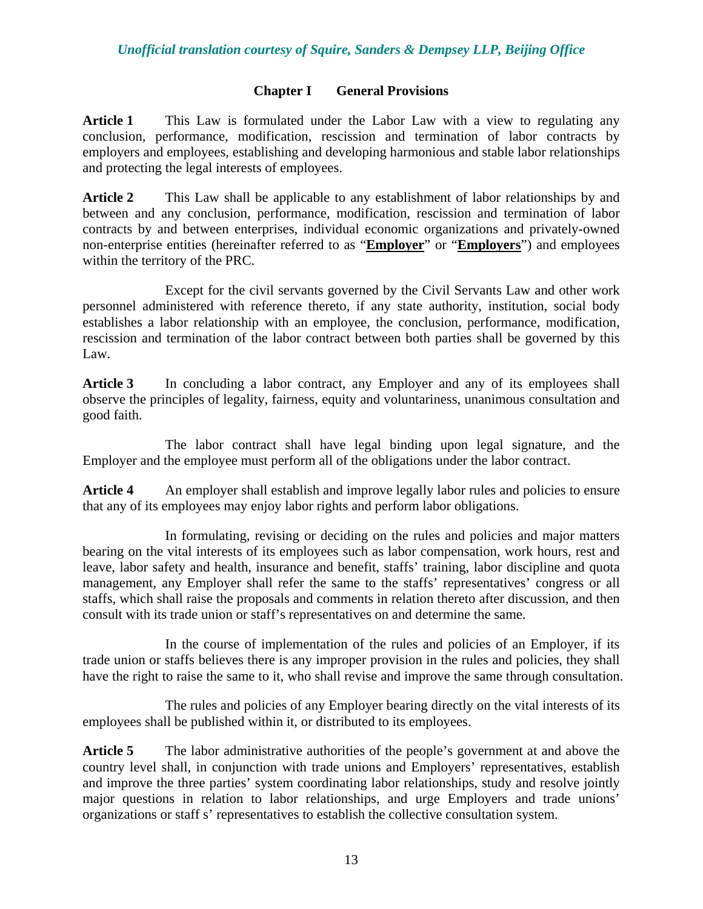*Unofficial translation courtesy of Squire, Sanders & Dempsey LLP, Beijing Office*

## Chapter I General Provisions

**Article 1** This Law is formulated under the Labor Law with a view to regulating any conclusion, performance, modification, rescission and termination of labor contracts by employers and employees, establishing and developing harmonious and stable labor relationships and protecting the legal interests of employees.

**Article 2** This Law shall be applicable to any establishment of labor relationships by and between and any conclusion, performance, modification, rescission and termination of labor contracts by and between enterprises, individual economic organizations and privately-owned non-enterprise entities (hereinafter referred to as "**Employer**" or "**Employers**") and employees within the territory of the PRC.

Except for the civil servants governed by the Civil Servants Law and other work personnel administered with reference thereto, if any state authority, institution, social body establishes a labor relationship with an employee, the conclusion, performance, modification, rescission and termination of the labor contract between both parties shall be governed by this Law.

**Article 3** In concluding a labor contract, any Employer and any of its employees shall observe the principles of legality, fairness, equity and voluntariness, unanimous consultation and good faith.

The labor contract shall have legal binding upon legal signature, and the Employer and the employee must perform all of the obligations under the labor contract.

**Article 4** An employer shall establish and improve legally labor rules and policies to ensure that any of its employees may enjoy labor rights and perform labor obligations.

In formulating, revising or deciding on the rules and policies and major matters bearing on the vital interests of its employees such as labor compensation, work hours, rest and leave, labor safety and health, insurance and benefit, staffs' training, labor discipline and quota management, any Employer shall refer the same to the staffs' representatives' congress or all staffs, which shall raise the proposals and comments in relation thereto after discussion, and then consult with its trade union or staff's representatives on and determine the same.

In the course of implementation of the rules and policies of an Employer, if its trade union or staffs believes there is any improper provision in the rules and policies, they shall have the right to raise the same to it, who shall revise and improve the same through consultation.

The rules and policies of any Employer bearing directly on the vital interests of its employees shall be published within it, or distributed to its employees.

**Article 5** The labor administrative authorities of the people's government at and above the country level shall, in conjunction with trade unions and Employers' representatives, establish and improve the three parties' system coordinating labor relationships, study and resolve jointly major questions in relation to labor relationships, and urge Employers and trade unions' organizations or staff s' representatives to establish the collective consultation system.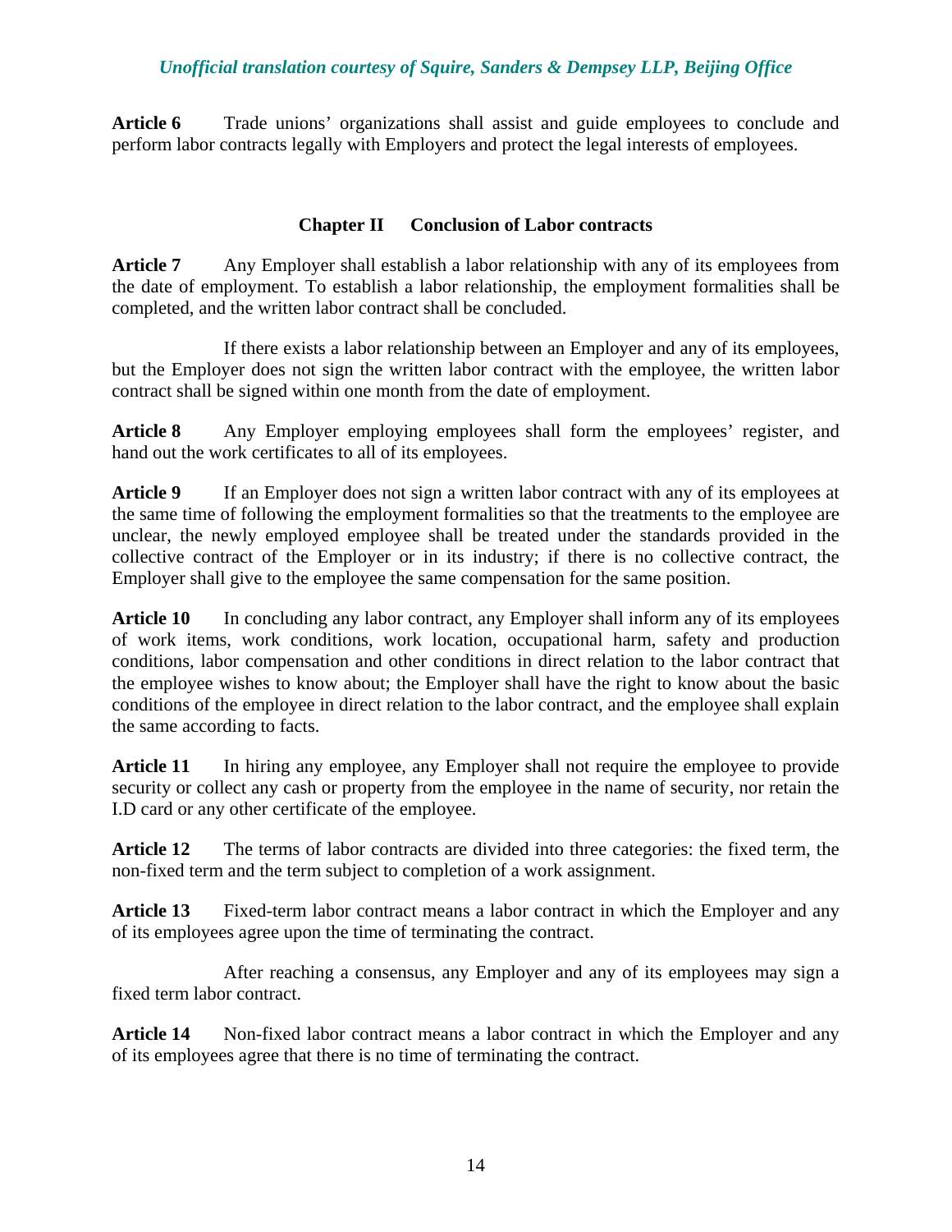**Article 6** Trade unions' organizations shall assist and guide employees to conclude and perform labor contracts legally with Employers and protect the legal interests of employees.

## Chapter II Conclusion of Labor contracts

**Article 7** Any Employer shall establish a labor relationship with any of its employees from the date of employment. To establish a labor relationship, the employment formalities shall be completed, and the written labor contract shall be concluded.

If there exists a labor relationship between an Employer and any of its employees, but the Employer does not sign the written labor contract with the employee, the written labor contract shall be signed within one month from the date of employment.

**Article 8** Any Employer employing employees shall form the employees' register, and hand out the work certificates to all of its employees.

**Article 9** If an Employer does not sign a written labor contract with any of its employees at the same time of following the employment formalities so that the treatments to the employee are unclear, the newly employed employee shall be treated under the standards provided in the collective contract of the Employer or in its industry; if there is no collective contract, the Employer shall give to the employee the same compensation for the same position.

**Article 10** In concluding any labor contract, any Employer shall inform any of its employees of work items, work conditions, work location, occupational harm, safety and production conditions, labor compensation and other conditions in direct relation to the labor contract that the employee wishes to know about; the Employer shall have the right to know about the basic conditions of the employee in direct relation to the labor contract, and the employee shall explain the same according to facts.

**Article 11** In hiring any employee, any Employer shall not require the employee to provide security or collect any cash or property from the employee in the name of security, nor retain the I.D card or any other certificate of the employee.

**Article 12** The terms of labor contracts are divided into three categories: the fixed term, the non-fixed term and the term subject to completion of a work assignment.

**Article 13** Fixed-term labor contract means a labor contract in which the Employer and any of its employees agree upon the time of terminating the contract.

After reaching a consensus, any Employer and any of its employees may sign a fixed term labor contract.

**Article 14** Non-fixed labor contract means a labor contract in which the Employer and any of its employees agree that there is no time of terminating the contract.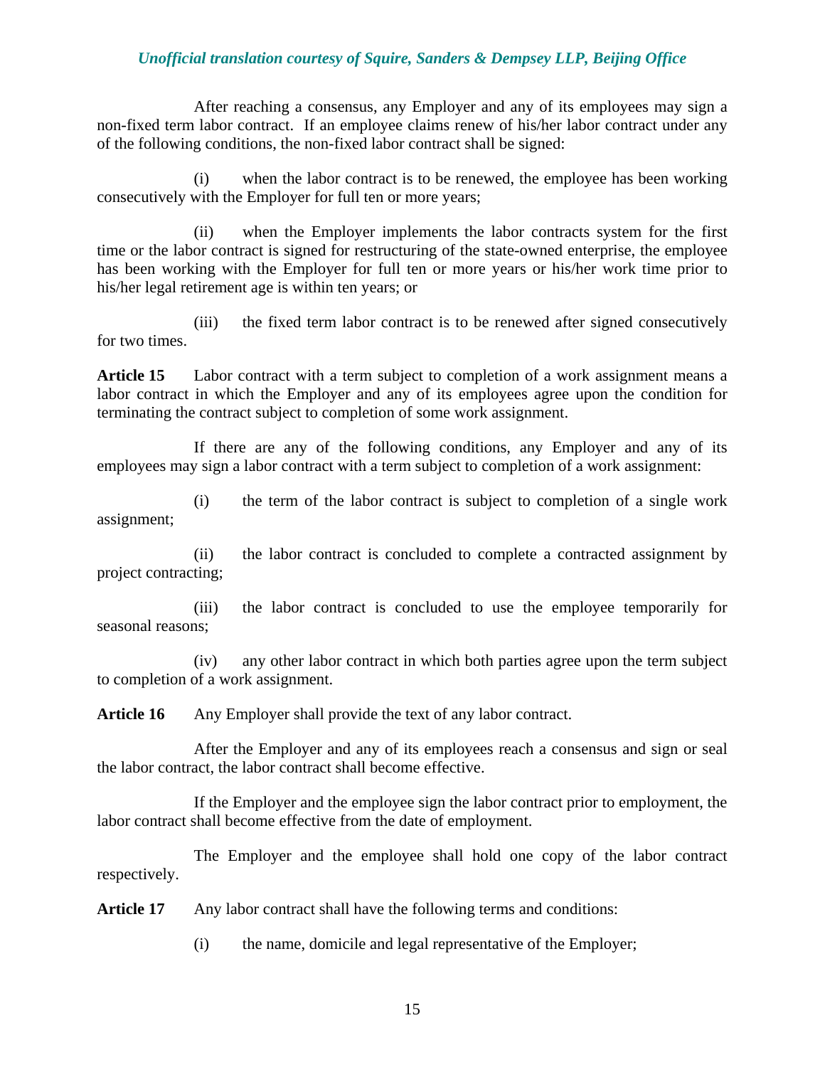After reaching a consensus, any Employer and any of its employees may sign a non-fixed term labor contract. If an employee claims renew of his/her labor contract under any of the following conditions, the non-fixed labor contract shall be signed:

(i) when the labor contract is to be renewed, the employee has been working consecutively with the Employer for full ten or more years;

(ii) when the Employer implements the labor contracts system for the first time or the labor contract is signed for restructuring of the state-owned enterprise, the employee has been working with the Employer for full ten or more years or his/her work time prior to his/her legal retirement age is within ten years; or

(iii) the fixed term labor contract is to be renewed after signed consecutively for two times.

**Article 15** Labor contract with a term subject to completion of a work assignment means a labor contract in which the Employer and any of its employees agree upon the condition for terminating the contract subject to completion of some work assignment.

If there are any of the following conditions, any Employer and any of its employees may sign a labor contract with a term subject to completion of a work assignment:

(i) the term of the labor contract is subject to completion of a single work assignment;

(ii) the labor contract is concluded to complete a contracted assignment by project contracting;

(iii) the labor contract is concluded to use the employee temporarily for seasonal reasons;

(iv) any other labor contract in which both parties agree upon the term subject to completion of a work assignment.

**Article 16** Any Employer shall provide the text of any labor contract.

After the Employer and any of its employees reach a consensus and sign or seal the labor contract, the labor contract shall become effective.

If the Employer and the employee sign the labor contract prior to employment, the labor contract shall become effective from the date of employment.

The Employer and the employee shall hold one copy of the labor contract respectively.

**Article 17** Any labor contract shall have the following terms and conditions:

(i) the name, domicile and legal representative of the Employer;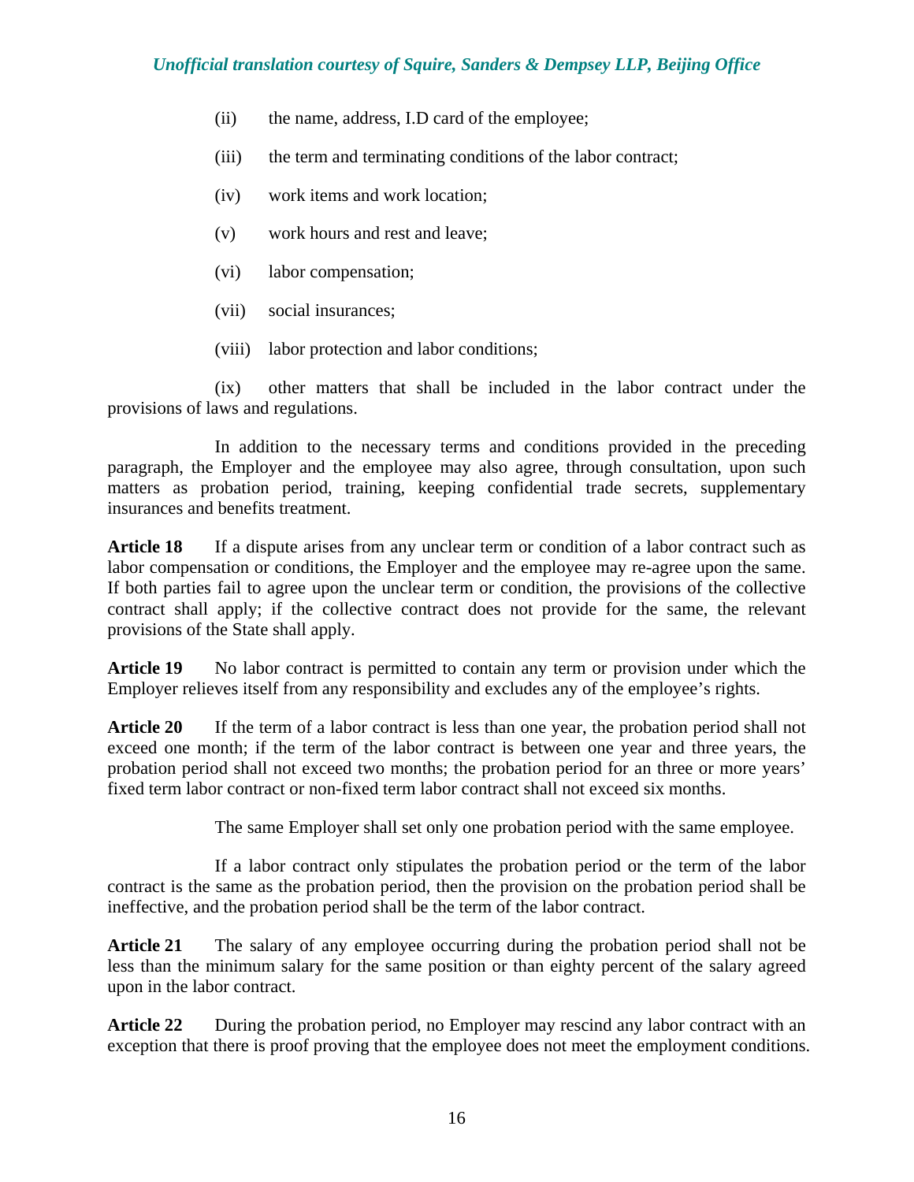(ii) the name, address, I.D card of the employee;

(iii) the term and terminating conditions of the labor contract;

(iv) work items and work location;

(v) work hours and rest and leave;

(vi) labor compensation;

(vii) social insurances;

(viii) labor protection and labor conditions;

(ix) other matters that shall be included in the labor contract under the provisions of laws and regulations.

In addition to the necessary terms and conditions provided in the preceding paragraph, the Employer and the employee may also agree, through consultation, upon such matters as probation period, training, keeping confidential trade secrets, supplementary insurances and benefits treatment.

**Article 18** If a dispute arises from any unclear term or condition of a labor contract such as labor compensation or conditions, the Employer and the employee may re-agree upon the same. If both parties fail to agree upon the unclear term or condition, the provisions of the collective contract shall apply; if the collective contract does not provide for the same, the relevant provisions of the State shall apply.

**Article 19** No labor contract is permitted to contain any term or provision under which the Employer relieves itself from any responsibility and excludes any of the employee's rights.

**Article 20** If the term of a labor contract is less than one year, the probation period shall not exceed one month; if the term of the labor contract is between one year and three years, the probation period shall not exceed two months; the probation period for an three or more years' fixed term labor contract or non-fixed term labor contract shall not exceed six months.

The same Employer shall set only one probation period with the same employee.

If a labor contract only stipulates the probation period or the term of the labor contract is the same as the probation period, then the provision on the probation period shall be ineffective, and the probation period shall be the term of the labor contract.

**Article 21** The salary of any employee occurring during the probation period shall not be less than the minimum salary for the same position or than eighty percent of the salary agreed upon in the labor contract.

**Article 22** During the probation period, no Employer may rescind any labor contract with an exception that there is proof proving that the employee does not meet the employment conditions.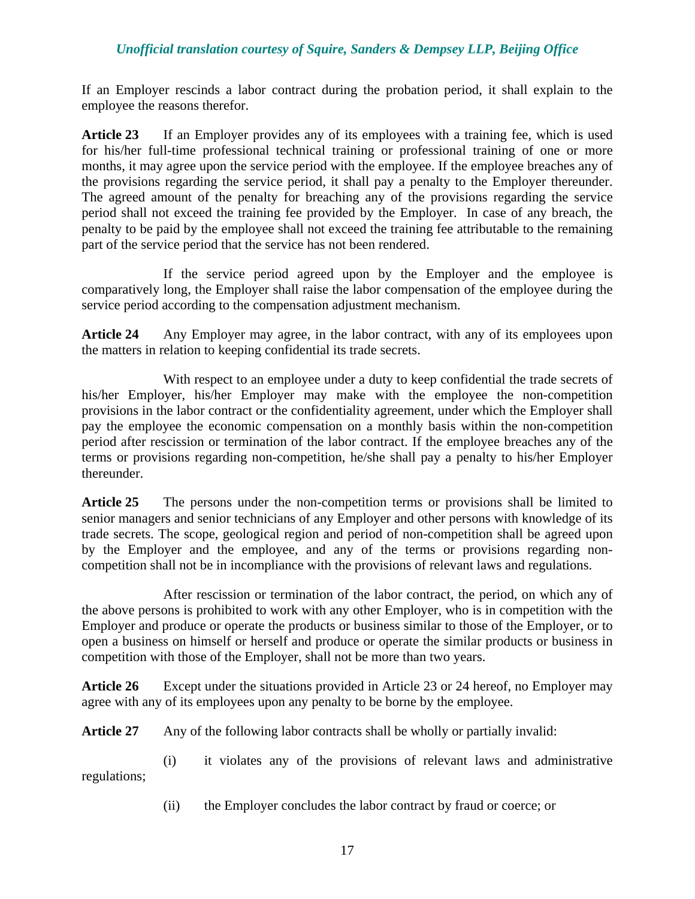If an Employer rescinds a labor contract during the probation period, it shall explain to the employee the reasons therefor.

**Article 23** If an Employer provides any of its employees with a training fee, which is used for his/her full-time professional technical training or professional training of one or more months, it may agree upon the service period with the employee. If the employee breaches any of the provisions regarding the service period, it shall pay a penalty to the Employer thereunder. The agreed amount of the penalty for breaching any of the provisions regarding the service period shall not exceed the training fee provided by the Employer. In case of any breach, the penalty to be paid by the employee shall not exceed the training fee attributable to the remaining part of the service period that the service has not been rendered.

If the service period agreed upon by the Employer and the employee is comparatively long, the Employer shall raise the labor compensation of the employee during the service period according to the compensation adjustment mechanism.

**Article 24** Any Employer may agree, in the labor contract, with any of its employees upon the matters in relation to keeping confidential its trade secrets.

With respect to an employee under a duty to keep confidential the trade secrets of his/her Employer, his/her Employer may make with the employee the non-competition provisions in the labor contract or the confidentiality agreement, under which the Employer shall pay the employee the economic compensation on a monthly basis within the non-competition period after rescission or termination of the labor contract. If the employee breaches any of the terms or provisions regarding non-competition, he/she shall pay a penalty to his/her Employer thereunder.

**Article 25** The persons under the non-competition terms or provisions shall be limited to senior managers and senior technicians of any Employer and other persons with knowledge of its trade secrets. The scope, geological region and period of non-competition shall be agreed upon by the Employer and the employee, and any of the terms or provisions regarding non-competition shall not be in incompliance with the provisions of relevant laws and regulations.

After rescission or termination of the labor contract, the period, on which any of the above persons is prohibited to work with any other Employer, who is in competition with the Employer and produce or operate the products or business similar to those of the Employer, or to open a business on himself or herself and produce or operate the similar products or business in competition with those of the Employer, shall not be more than two years.

**Article 26** Except under the situations provided in Article 23 or 24 hereof, no Employer may agree with any of its employees upon any penalty to be borne by the employee.

**Article 27** Any of the following labor contracts shall be wholly or partially invalid:

(i) it violates any of the provisions of relevant laws and administrative regulations;

(ii) the Employer concludes the labor contract by fraud or coerce; or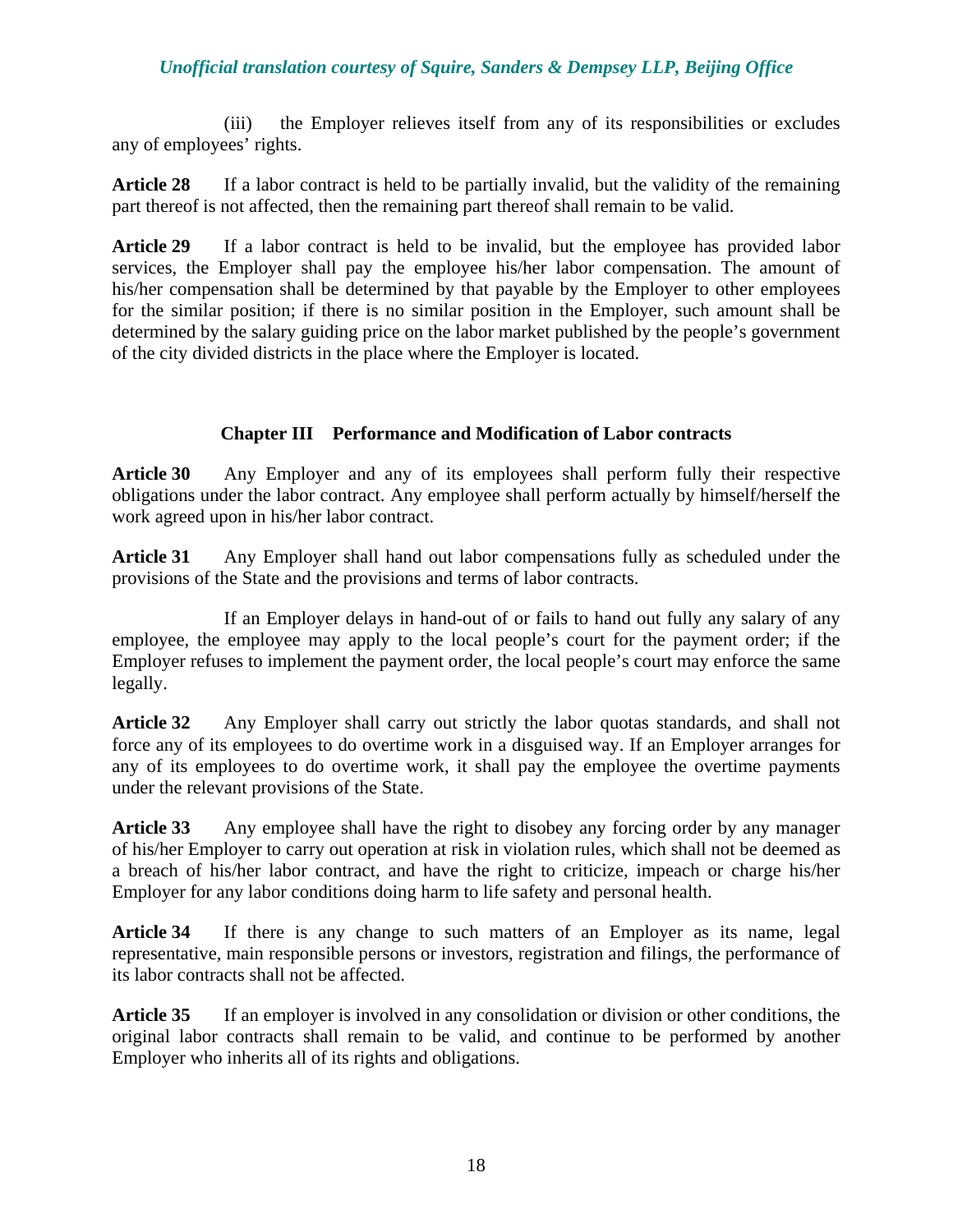(iii) the Employer relieves itself from any of its responsibilities or excludes any of employees' rights.

**Article 28** If a labor contract is held to be partially invalid, but the validity of the remaining part thereof is not affected, then the remaining part thereof shall remain to be valid.

**Article 29** If a labor contract is held to be invalid, but the employee has provided labor services, the Employer shall pay the employee his/her labor compensation. The amount of his/her compensation shall be determined by that payable by the Employer to other employees for the similar position; if there is no similar position in the Employer, such amount shall be determined by the salary guiding price on the labor market published by the people's government of the city divided districts in the place where the Employer is located.

## Chapter III Performance and Modification of Labor contracts

**Article 30** Any Employer and any of its employees shall perform fully their respective obligations under the labor contract. Any employee shall perform actually by himself/herself the work agreed upon in his/her labor contract.

**Article 31** Any Employer shall hand out labor compensations fully as scheduled under the provisions of the State and the provisions and terms of labor contracts.

If an Employer delays in hand-out of or fails to hand out fully any salary of any employee, the employee may apply to the local people's court for the payment order; if the Employer refuses to implement the payment order, the local people's court may enforce the same legally.

**Article 32** Any Employer shall carry out strictly the labor quotas standards, and shall not force any of its employees to do overtime work in a disguised way. If an Employer arranges for any of its employees to do overtime work, it shall pay the employee the overtime payments under the relevant provisions of the State.

**Article 33** Any employee shall have the right to disobey any forcing order by any manager of his/her Employer to carry out operation at risk in violation rules, which shall not be deemed as a breach of his/her labor contract, and have the right to criticize, impeach or charge his/her Employer for any labor conditions doing harm to life safety and personal health.

**Article 34** If there is any change to such matters of an Employer as its name, legal representative, main responsible persons or investors, registration and filings, the performance of its labor contracts shall not be affected.

**Article 35** If an employer is involved in any consolidation or division or other conditions, the original labor contracts shall remain to be valid, and continue to be performed by another Employer who inherits all of its rights and obligations.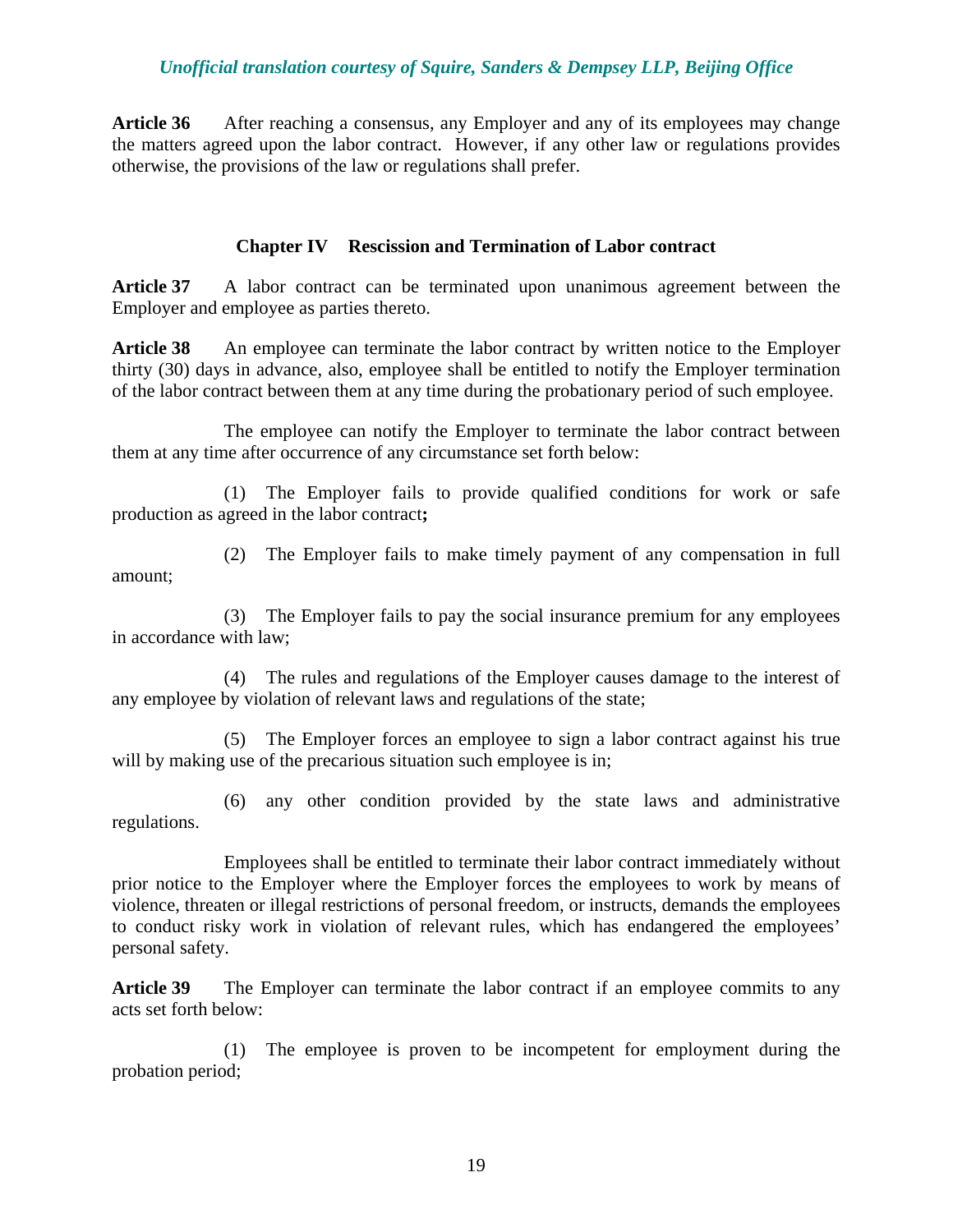**Article 36** After reaching a consensus, any Employer and any of its employees may change the matters agreed upon the labor contract. However, if any other law or regulations provides otherwise, the provisions of the law or regulations shall prefer.

### Chapter IV Rescission and Termination of Labor contract

**Article 37** A labor contract can be terminated upon unanimous agreement between the Employer and employee as parties thereto.

**Article 38** An employee can terminate the labor contract by written notice to the Employer thirty (30) days in advance, also, employee shall be entitled to notify the Employer termination of the labor contract between them at any time during the probationary period of such employee.

The employee can notify the Employer to terminate the labor contract between them at any time after occurrence of any circumstance set forth below:

(1) The Employer fails to provide qualified conditions for work or safe production as agreed in the labor contract**;**

(2) The Employer fails to make timely payment of any compensation in full amount;

(3) The Employer fails to pay the social insurance premium for any employees in accordance with law;

(4) The rules and regulations of the Employer causes damage to the interest of any employee by violation of relevant laws and regulations of the state;

(5) The Employer forces an employee to sign a labor contract against his true will by making use of the precarious situation such employee is in;

(6) any other condition provided by the state laws and administrative regulations.

Employees shall be entitled to terminate their labor contract immediately without prior notice to the Employer where the Employer forces the employees to work by means of violence, threaten or illegal restrictions of personal freedom, or instructs, demands the employees to conduct risky work in violation of relevant rules, which has endangered the employees' personal safety.

**Article 39** The Employer can terminate the labor contract if an employee commits to any acts set forth below:

(1) The employee is proven to be incompetent for employment during the probation period;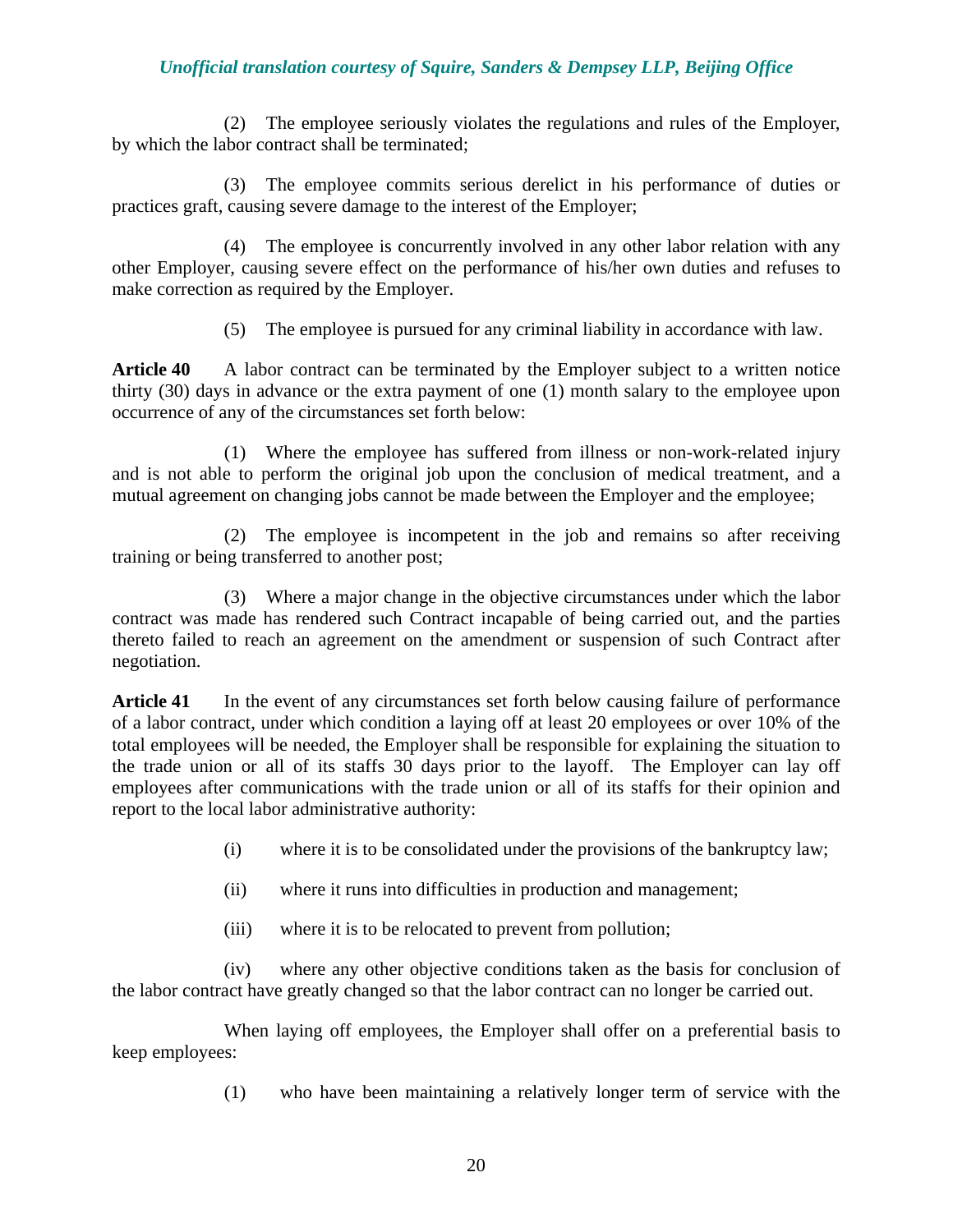(2) The employee seriously violates the regulations and rules of the Employer, by which the labor contract shall be terminated;

(3) The employee commits serious derelict in his performance of duties or practices graft, causing severe damage to the interest of the Employer;

(4) The employee is concurrently involved in any other labor relation with any other Employer, causing severe effect on the performance of his/her own duties and refuses to make correction as required by the Employer.

(5) The employee is pursued for any criminal liability in accordance with law.

**Article 40** A labor contract can be terminated by the Employer subject to a written notice thirty (30) days in advance or the extra payment of one (1) month salary to the employee upon occurrence of any of the circumstances set forth below:

(1) Where the employee has suffered from illness or non-work-related injury and is not able to perform the original job upon the conclusion of medical treatment, and a mutual agreement on changing jobs cannot be made between the Employer and the employee;

(2) The employee is incompetent in the job and remains so after receiving training or being transferred to another post;

(3) Where a major change in the objective circumstances under which the labor contract was made has rendered such Contract incapable of being carried out, and the parties thereto failed to reach an agreement on the amendment or suspension of such Contract after negotiation.

**Article 41** In the event of any circumstances set forth below causing failure of performance of a labor contract, under which condition a laying off at least 20 employees or over 10% of the total employees will be needed, the Employer shall be responsible for explaining the situation to the trade union or all of its staffs 30 days prior to the layoff. The Employer can lay off employees after communications with the trade union or all of its staffs for their opinion and report to the local labor administrative authority:

(i) where it is to be consolidated under the provisions of the bankruptcy law;

(ii) where it runs into difficulties in production and management;

(iii) where it is to be relocated to prevent from pollution;

(iv) where any other objective conditions taken as the basis for conclusion of the labor contract have greatly changed so that the labor contract can no longer be carried out.

When laying off employees, the Employer shall offer on a preferential basis to keep employees:

(1) who have been maintaining a relatively longer term of service with the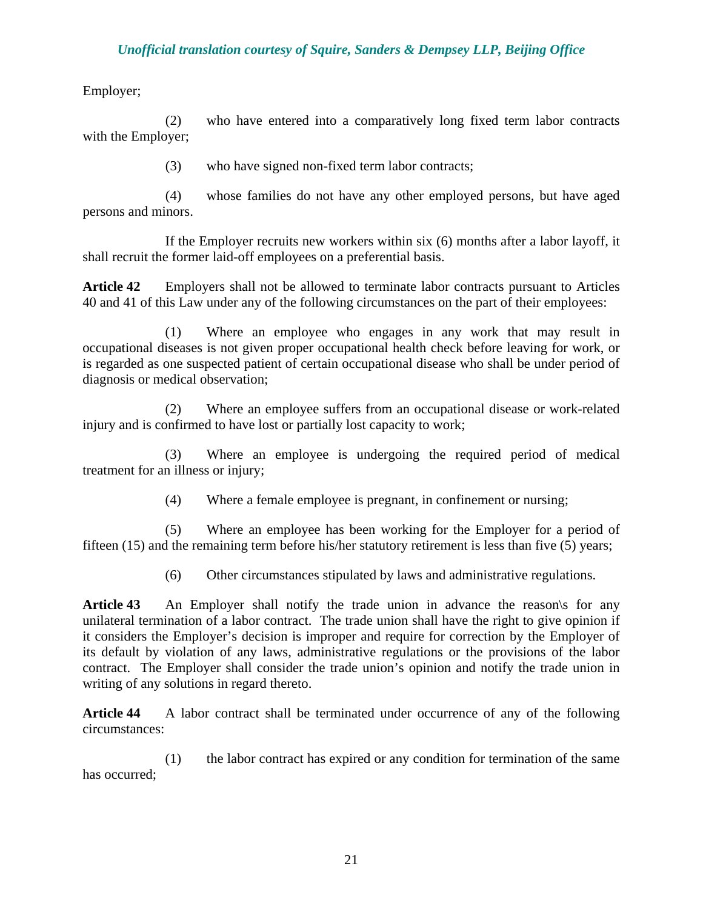Employer;

(2) who have entered into a comparatively long fixed term labor contracts with the Employer;

(3) who have signed non-fixed term labor contracts;

(4) whose families do not have any other employed persons, but have aged persons and minors.

If the Employer recruits new workers within six (6) months after a labor layoff, it shall recruit the former laid-off employees on a preferential basis.

**Article 42** Employers shall not be allowed to terminate labor contracts pursuant to Articles 40 and 41 of this Law under any of the following circumstances on the part of their employees:

(1) Where an employee who engages in any work that may result in occupational diseases is not given proper occupational health check before leaving for work, or is regarded as one suspected patient of certain occupational disease who shall be under period of diagnosis or medical observation;

(2) Where an employee suffers from an occupational disease or work-related injury and is confirmed to have lost or partially lost capacity to work;

(3) Where an employee is undergoing the required period of medical treatment for an illness or injury;

(4) Where a female employee is pregnant, in confinement or nursing;

(5) Where an employee has been working for the Employer for a period of fifteen (15) and the remaining term before his/her statutory retirement is less than five (5) years;

(6) Other circumstances stipulated by laws and administrative regulations.

**Article 43** An Employer shall notify the trade union in advance the reason\s for any unilateral termination of a labor contract. The trade union shall have the right to give opinion if it considers the Employer's decision is improper and require for correction by the Employer of its default by violation of any laws, administrative regulations or the provisions of the labor contract. The Employer shall consider the trade union's opinion and notify the trade union in writing of any solutions in regard thereto.

**Article 44** A labor contract shall be terminated under occurrence of any of the following circumstances:

(1) the labor contract has expired or any condition for termination of the same has occurred;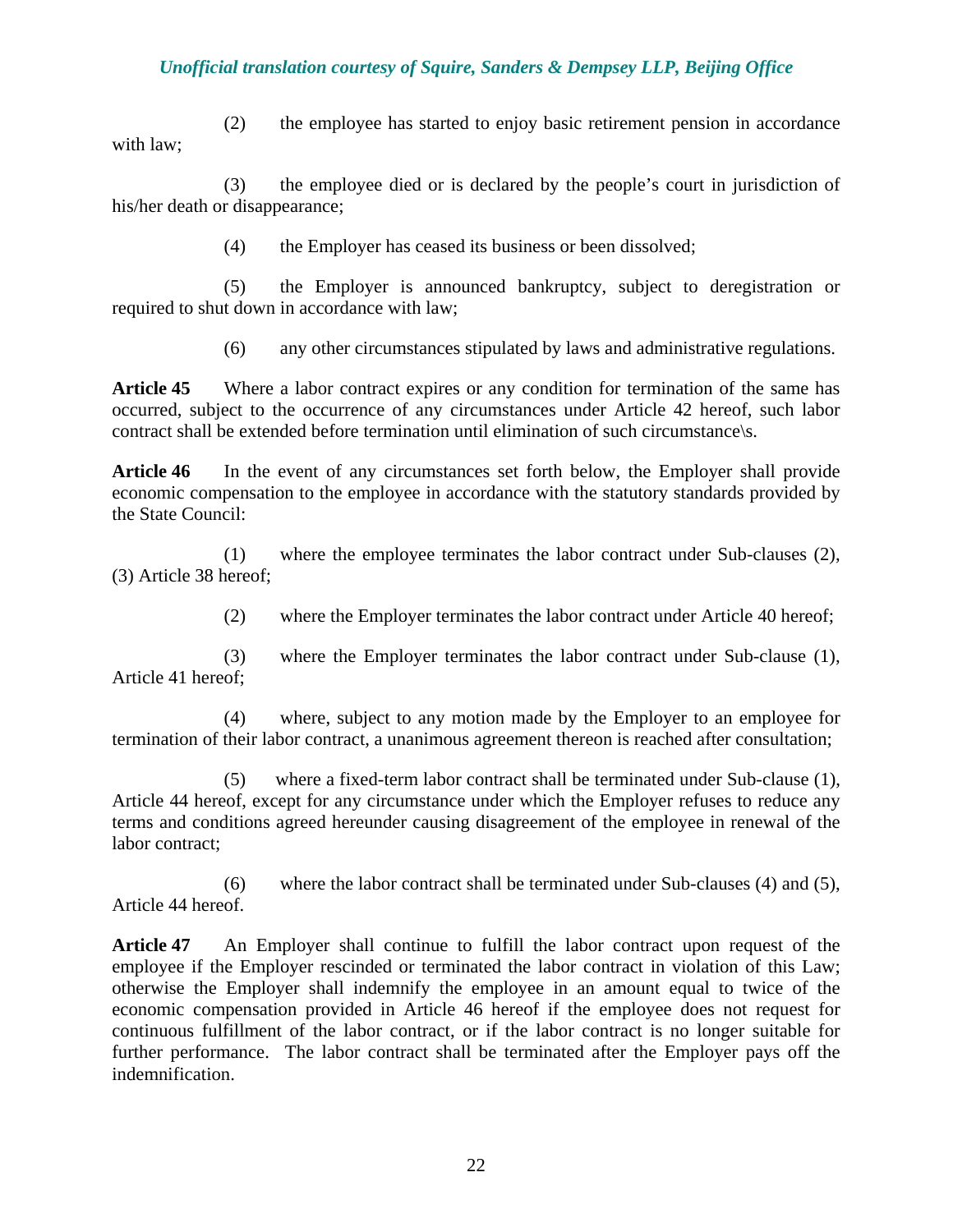(2) the employee has started to enjoy basic retirement pension in accordance with law;

(3) the employee died or is declared by the people's court in jurisdiction of his/her death or disappearance;

(4) the Employer has ceased its business or been dissolved;

(5) the Employer is announced bankruptcy, subject to deregistration or required to shut down in accordance with law;

(6) any other circumstances stipulated by laws and administrative regulations.

**Article 45** Where a labor contract expires or any condition for termination of the same has occurred, subject to the occurrence of any circumstances under Article 42 hereof, such labor contract shall be extended before termination until elimination of such circumstance\s.

**Article 46** In the event of any circumstances set forth below, the Employer shall provide economic compensation to the employee in accordance with the statutory standards provided by the State Council:

(1) where the employee terminates the labor contract under Sub-clauses (2), (3) Article 38 hereof;

(2) where the Employer terminates the labor contract under Article 40 hereof;

(3) where the Employer terminates the labor contract under Sub-clause (1), Article 41 hereof;

(4) where, subject to any motion made by the Employer to an employee for termination of their labor contract, a unanimous agreement thereon is reached after consultation;

(5) where a fixed-term labor contract shall be terminated under Sub-clause (1), Article 44 hereof, except for any circumstance under which the Employer refuses to reduce any terms and conditions agreed hereunder causing disagreement of the employee in renewal of the labor contract;

(6) where the labor contract shall be terminated under Sub-clauses (4) and (5), Article 44 hereof.

**Article 47** An Employer shall continue to fulfill the labor contract upon request of the employee if the Employer rescinded or terminated the labor contract in violation of this Law; otherwise the Employer shall indemnify the employee in an amount equal to twice of the economic compensation provided in Article 46 hereof if the employee does not request for continuous fulfillment of the labor contract, or if the labor contract is no longer suitable for further performance. The labor contract shall be terminated after the Employer pays off the indemnification.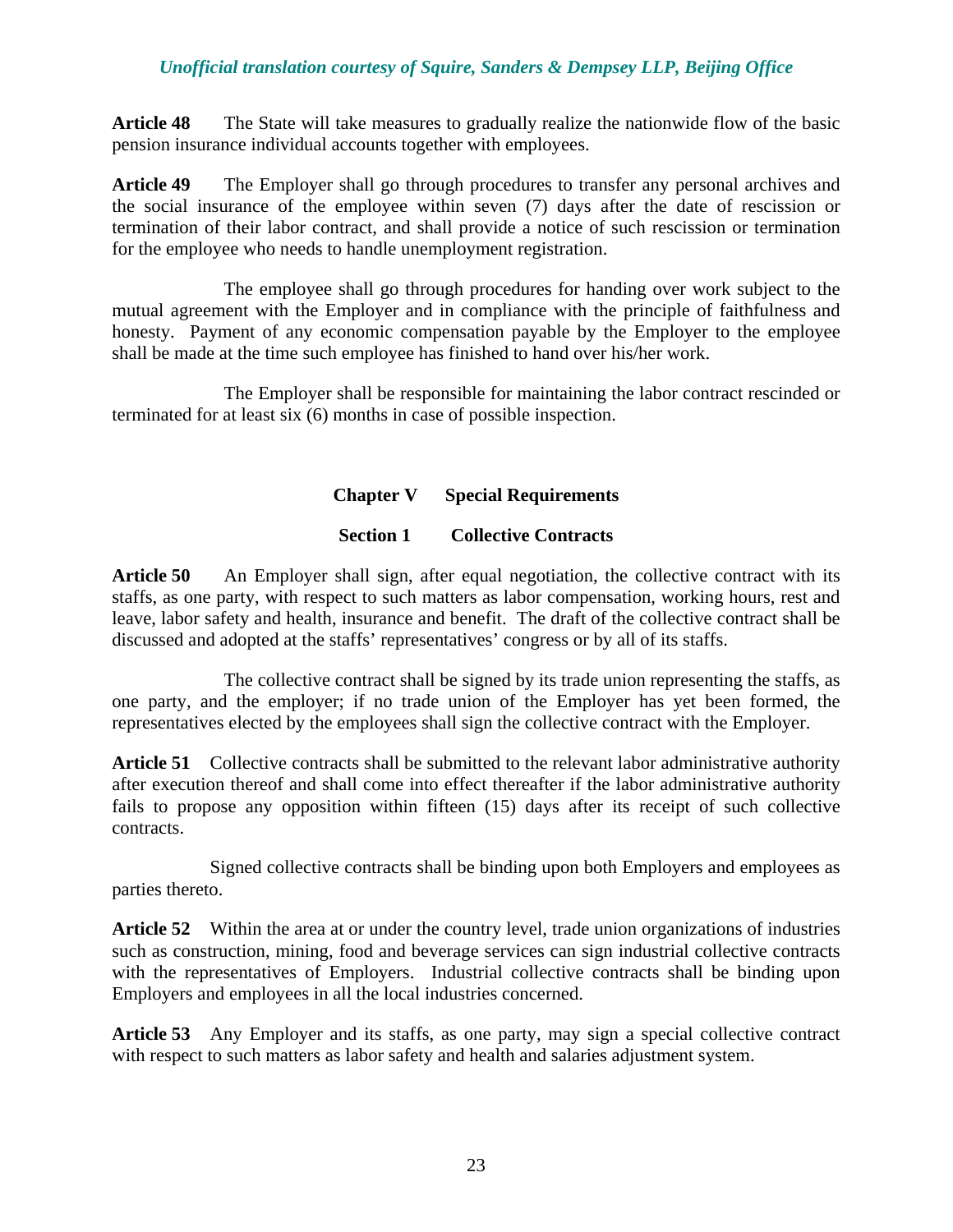**Article 48** The State will take measures to gradually realize the nationwide flow of the basic pension insurance individual accounts together with employees.

**Article 49** The Employer shall go through procedures to transfer any personal archives and the social insurance of the employee within seven (7) days after the date of rescission or termination of their labor contract, and shall provide a notice of such rescission or termination for the employee who needs to handle unemployment registration.

The employee shall go through procedures for handing over work subject to the mutual agreement with the Employer and in compliance with the principle of faithfulness and honesty. Payment of any economic compensation payable by the Employer to the employee shall be made at the time such employee has finished to hand over his/her work.

The Employer shall be responsible for maintaining the labor contract rescinded or terminated for at least six (6) months in case of possible inspection.

## Chapter V Special Requirements

### Section 1 Collective Contracts

**Article 50** An Employer shall sign, after equal negotiation, the collective contract with its staffs, as one party, with respect to such matters as labor compensation, working hours, rest and leave, labor safety and health, insurance and benefit. The draft of the collective contract shall be discussed and adopted at the staffs' representatives' congress or by all of its staffs.

The collective contract shall be signed by its trade union representing the staffs, as one party, and the employer; if no trade union of the Employer has yet been formed, the representatives elected by the employees shall sign the collective contract with the Employer.

**Article 51** Collective contracts shall be submitted to the relevant labor administrative authority after execution thereof and shall come into effect thereafter if the labor administrative authority fails to propose any opposition within fifteen (15) days after its receipt of such collective contracts.

Signed collective contracts shall be binding upon both Employers and employees as parties thereto.

**Article 52** Within the area at or under the country level, trade union organizations of industries such as construction, mining, food and beverage services can sign industrial collective contracts with the representatives of Employers. Industrial collective contracts shall be binding upon Employers and employees in all the local industries concerned.

**Article 53** Any Employer and its staffs, as one party, may sign a special collective contract with respect to such matters as labor safety and health and salaries adjustment system.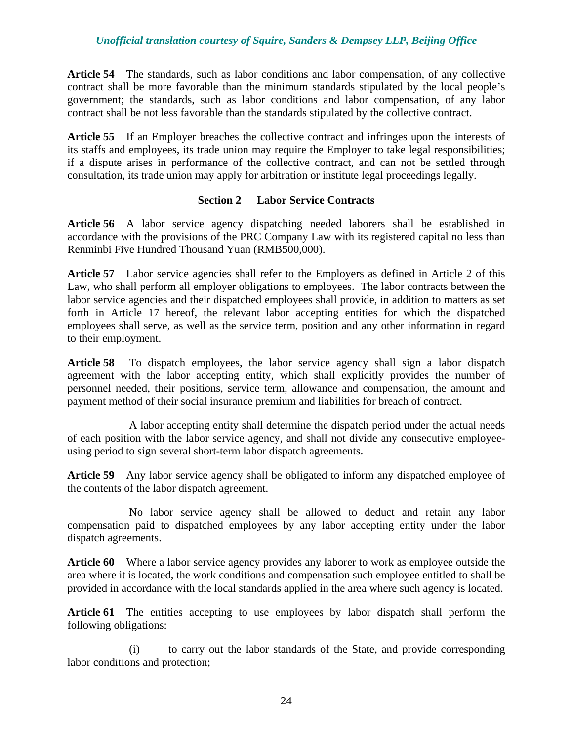**Article 54** The standards, such as labor conditions and labor compensation, of any collective contract shall be more favorable than the minimum standards stipulated by the local people's government; the standards, such as labor conditions and labor compensation, of any labor contract shall be not less favorable than the standards stipulated by the collective contract.

**Article 55** If an Employer breaches the collective contract and infringes upon the interests of its staffs and employees, its trade union may require the Employer to take legal responsibilities; if a dispute arises in performance of the collective contract, and can not be settled through consultation, its trade union may apply for arbitration or institute legal proceedings legally.

### Section 2 Labor Service Contracts

**Article 56** A labor service agency dispatching needed laborers shall be established in accordance with the provisions of the PRC Company Law with its registered capital no less than Renminbi Five Hundred Thousand Yuan (RMB500,000).

**Article 57** Labor service agencies shall refer to the Employers as defined in Article 2 of this Law, who shall perform all employer obligations to employees. The labor contracts between the labor service agencies and their dispatched employees shall provide, in addition to matters as set forth in Article 17 hereof, the relevant labor accepting entities for which the dispatched employees shall serve, as well as the service term, position and any other information in regard to their employment.

**Article 58** To dispatch employees, the labor service agency shall sign a labor dispatch agreement with the labor accepting entity, which shall explicitly provides the number of personnel needed, their positions, service term, allowance and compensation, the amount and payment method of their social insurance premium and liabilities for breach of contract.

A labor accepting entity shall determine the dispatch period under the actual needs of each position with the labor service agency, and shall not divide any consecutive employee-using period to sign several short-term labor dispatch agreements.

**Article 59** Any labor service agency shall be obligated to inform any dispatched employee of the contents of the labor dispatch agreement.

No labor service agency shall be allowed to deduct and retain any labor compensation paid to dispatched employees by any labor accepting entity under the labor dispatch agreements.

**Article 60** Where a labor service agency provides any laborer to work as employee outside the area where it is located, the work conditions and compensation such employee entitled to shall be provided in accordance with the local standards applied in the area where such agency is located.

**Article 61** The entities accepting to use employees by labor dispatch shall perform the following obligations:

(i) to carry out the labor standards of the State, and provide corresponding labor conditions and protection;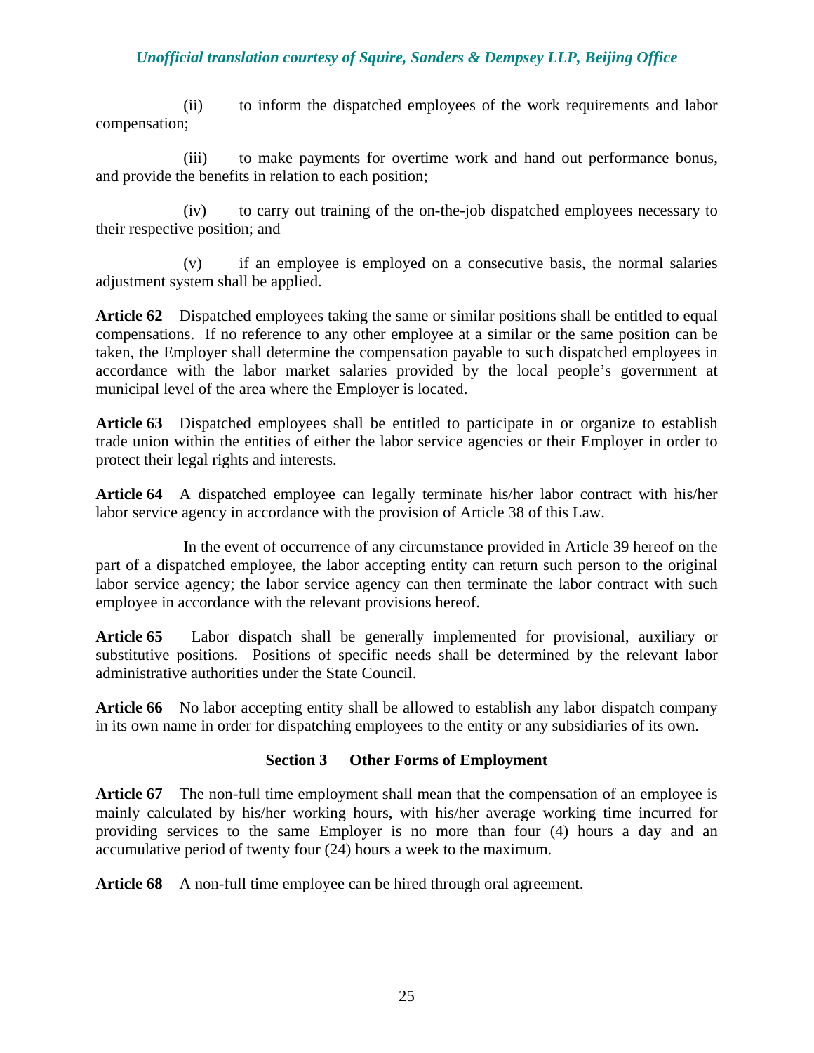(ii) to inform the dispatched employees of the work requirements and labor compensation;

(iii) to make payments for overtime work and hand out performance bonus, and provide the benefits in relation to each position;

(iv) to carry out training of the on-the-job dispatched employees necessary to their respective position; and

(v) if an employee is employed on a consecutive basis, the normal salaries adjustment system shall be applied.

**Article 62** Dispatched employees taking the same or similar positions shall be entitled to equal compensations. If no reference to any other employee at a similar or the same position can be taken, the Employer shall determine the compensation payable to such dispatched employees in accordance with the labor market salaries provided by the local people's government at municipal level of the area where the Employer is located.

**Article 63** Dispatched employees shall be entitled to participate in or organize to establish trade union within the entities of either the labor service agencies or their Employer in order to protect their legal rights and interests.

**Article 64** A dispatched employee can legally terminate his/her labor contract with his/her labor service agency in accordance with the provision of Article 38 of this Law.

In the event of occurrence of any circumstance provided in Article 39 hereof on the part of a dispatched employee, the labor accepting entity can return such person to the original labor service agency; the labor service agency can then terminate the labor contract with such employee in accordance with the relevant provisions hereof.

**Article 65** Labor dispatch shall be generally implemented for provisional, auxiliary or substitutive positions. Positions of specific needs shall be determined by the relevant labor administrative authorities under the State Council.

**Article 66** No labor accepting entity shall be allowed to establish any labor dispatch company in its own name in order for dispatching employees to the entity or any subsidiaries of its own.

### Section 3 Other Forms of Employment

**Article 67** The non-full time employment shall mean that the compensation of an employee is mainly calculated by his/her working hours, with his/her average working time incurred for providing services to the same Employer is no more than four (4) hours a day and an accumulative period of twenty four (24) hours a week to the maximum.

**Article 68** A non-full time employee can be hired through oral agreement.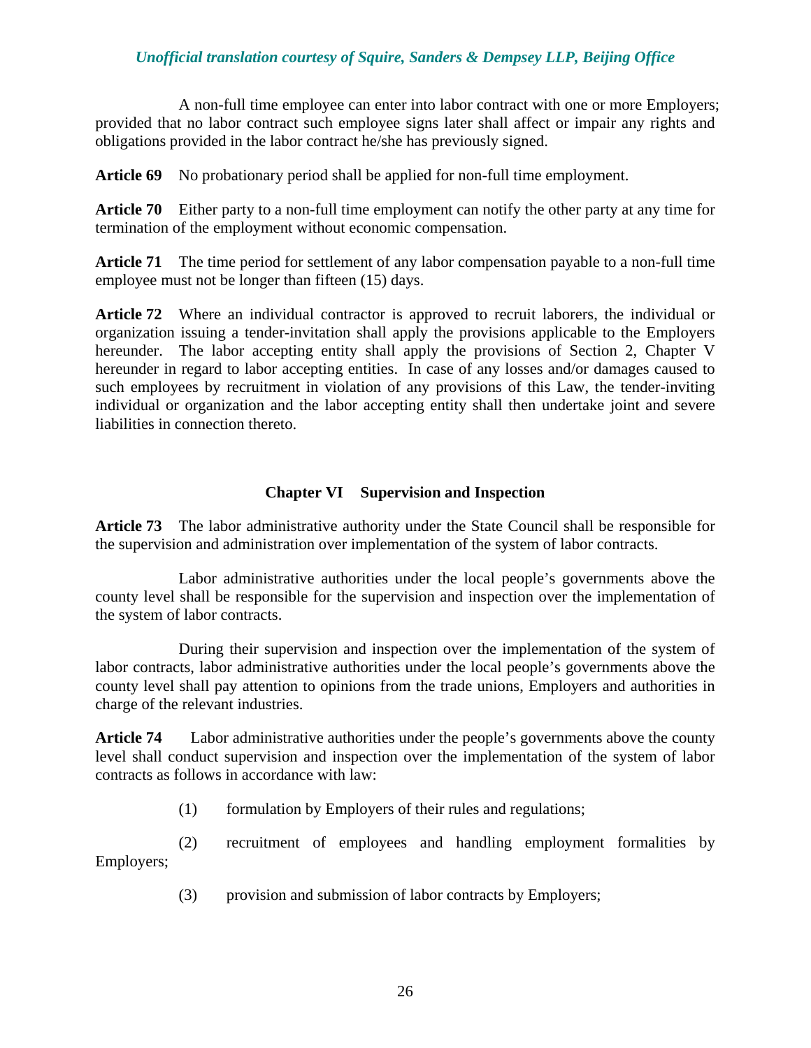A non-full time employee can enter into labor contract with one or more Employers; provided that no labor contract such employee signs later shall affect or impair any rights and obligations provided in the labor contract he/she has previously signed.

**Article 69** No probationary period shall be applied for non-full time employment.

**Article 70** Either party to a non-full time employment can notify the other party at any time for termination of the employment without economic compensation.

**Article 71** The time period for settlement of any labor compensation payable to a non-full time employee must not be longer than fifteen (15) days.

**Article 72** Where an individual contractor is approved to recruit laborers, the individual or organization issuing a tender-invitation shall apply the provisions applicable to the Employers hereunder. The labor accepting entity shall apply the provisions of Section 2, Chapter V hereunder in regard to labor accepting entities. In case of any losses and/or damages caused to such employees by recruitment in violation of any provisions of this Law, the tender-inviting individual or organization and the labor accepting entity shall then undertake joint and severe liabilities in connection thereto.

## Chapter VI Supervision and Inspection

**Article 73** The labor administrative authority under the State Council shall be responsible for the supervision and administration over implementation of the system of labor contracts.

Labor administrative authorities under the local people's governments above the county level shall be responsible for the supervision and inspection over the implementation of the system of labor contracts.

During their supervision and inspection over the implementation of the system of labor contracts, labor administrative authorities under the local people's governments above the county level shall pay attention to opinions from the trade unions, Employers and authorities in charge of the relevant industries.

**Article 74** Labor administrative authorities under the people's governments above the county level shall conduct supervision and inspection over the implementation of the system of labor contracts as follows in accordance with law:

(1) formulation by Employers of their rules and regulations;

(2) recruitment of employees and handling employment formalities by Employers;

(3) provision and submission of labor contracts by Employers;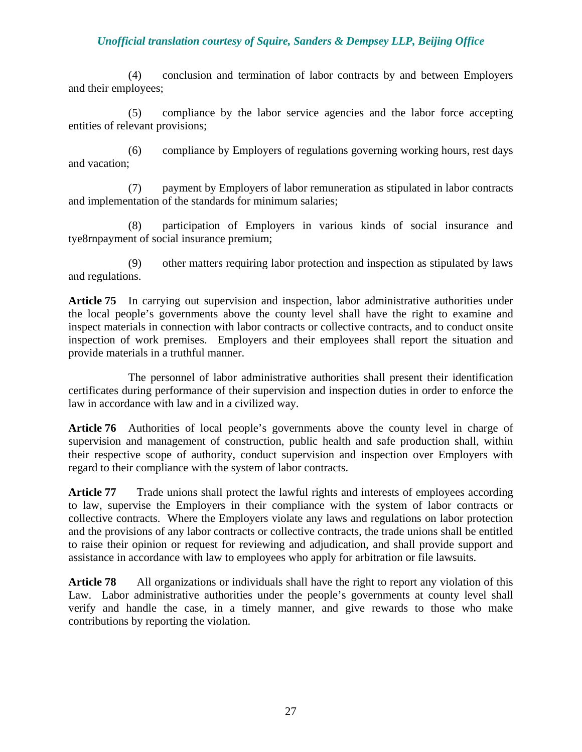(4) conclusion and termination of labor contracts by and between Employers and their employees;

(5) compliance by the labor service agencies and the labor force accepting entities of relevant provisions;

(6) compliance by Employers of regulations governing working hours, rest days and vacation;

(7) payment by Employers of labor remuneration as stipulated in labor contracts and implementation of the standards for minimum salaries;

(8) participation of Employers in various kinds of social insurance and tye8rnpayment of social insurance premium;

(9) other matters requiring labor protection and inspection as stipulated by laws and regulations.

**Article 75** In carrying out supervision and inspection, labor administrative authorities under the local people's governments above the county level shall have the right to examine and inspect materials in connection with labor contracts or collective contracts, and to conduct onsite inspection of work premises. Employers and their employees shall report the situation and provide materials in a truthful manner.

The personnel of labor administrative authorities shall present their identification certificates during performance of their supervision and inspection duties in order to enforce the law in accordance with law and in a civilized way.

**Article 76** Authorities of local people's governments above the county level in charge of supervision and management of construction, public health and safe production shall, within their respective scope of authority, conduct supervision and inspection over Employers with regard to their compliance with the system of labor contracts.

**Article 77** Trade unions shall protect the lawful rights and interests of employees according to law, supervise the Employers in their compliance with the system of labor contracts or collective contracts. Where the Employers violate any laws and regulations on labor protection and the provisions of any labor contracts or collective contracts, the trade unions shall be entitled to raise their opinion or request for reviewing and adjudication, and shall provide support and assistance in accordance with law to employees who apply for arbitration or file lawsuits.

**Article 78** All organizations or individuals shall have the right to report any violation of this Law. Labor administrative authorities under the people's governments at county level shall verify and handle the case, in a timely manner, and give rewards to those who make contributions by reporting the violation.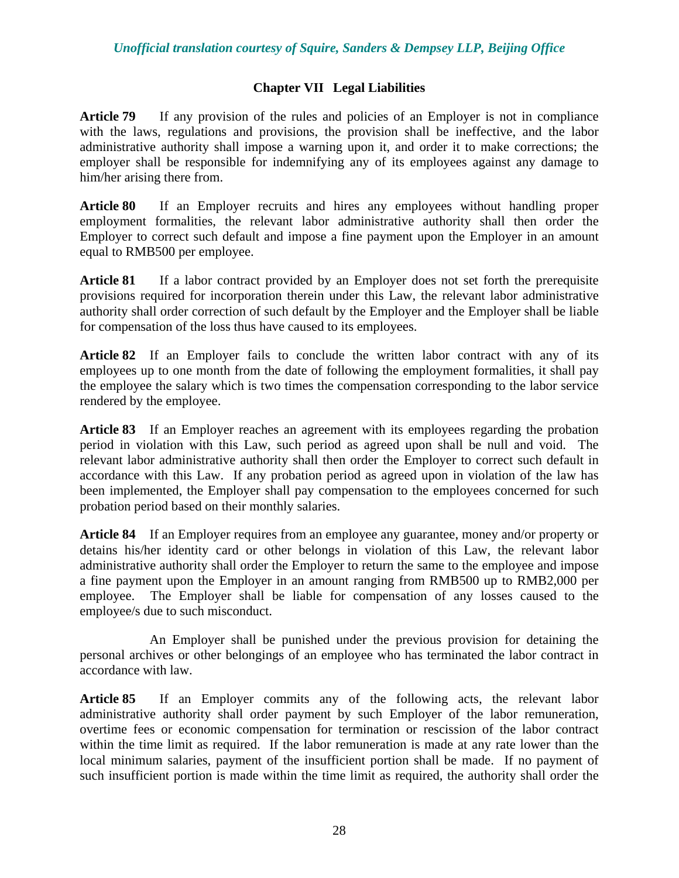## Chapter VII Legal Liabilities

**Article 79** If any provision of the rules and policies of an Employer is not in compliance with the laws, regulations and provisions, the provision shall be ineffective, and the labor administrative authority shall impose a warning upon it, and order it to make corrections; the employer shall be responsible for indemnifying any of its employees against any damage to him/her arising there from.

**Article 80** If an Employer recruits and hires any employees without handling proper employment formalities, the relevant labor administrative authority shall then order the Employer to correct such default and impose a fine payment upon the Employer in an amount equal to RMB500 per employee.

**Article 81** If a labor contract provided by an Employer does not set forth the prerequisite provisions required for incorporation therein under this Law, the relevant labor administrative authority shall order correction of such default by the Employer and the Employer shall be liable for compensation of the loss thus have caused to its employees.

**Article 82** If an Employer fails to conclude the written labor contract with any of its employees up to one month from the date of following the employment formalities, it shall pay the employee the salary which is two times the compensation corresponding to the labor service rendered by the employee.

**Article 83** If an Employer reaches an agreement with its employees regarding the probation period in violation with this Law, such period as agreed upon shall be null and void. The relevant labor administrative authority shall then order the Employer to correct such default in accordance with this Law. If any probation period as agreed upon in violation of the law has been implemented, the Employer shall pay compensation to the employees concerned for such probation period based on their monthly salaries.

**Article 84** If an Employer requires from an employee any guarantee, money and/or property or detains his/her identity card or other belongs in violation of this Law, the relevant labor administrative authority shall order the Employer to return the same to the employee and impose a fine payment upon the Employer in an amount ranging from RMB500 up to RMB2,000 per employee. The Employer shall be liable for compensation of any losses caused to the employee/s due to such misconduct.

An Employer shall be punished under the previous provision for detaining the personal archives or other belongings of an employee who has terminated the labor contract in accordance with law.

**Article 85** If an Employer commits any of the following acts, the relevant labor administrative authority shall order payment by such Employer of the labor remuneration, overtime fees or economic compensation for termination or rescission of the labor contract within the time limit as required. If the labor remuneration is made at any rate lower than the local minimum salaries, payment of the insufficient portion shall be made. If no payment of such insufficient portion is made within the time limit as required, the authority shall order the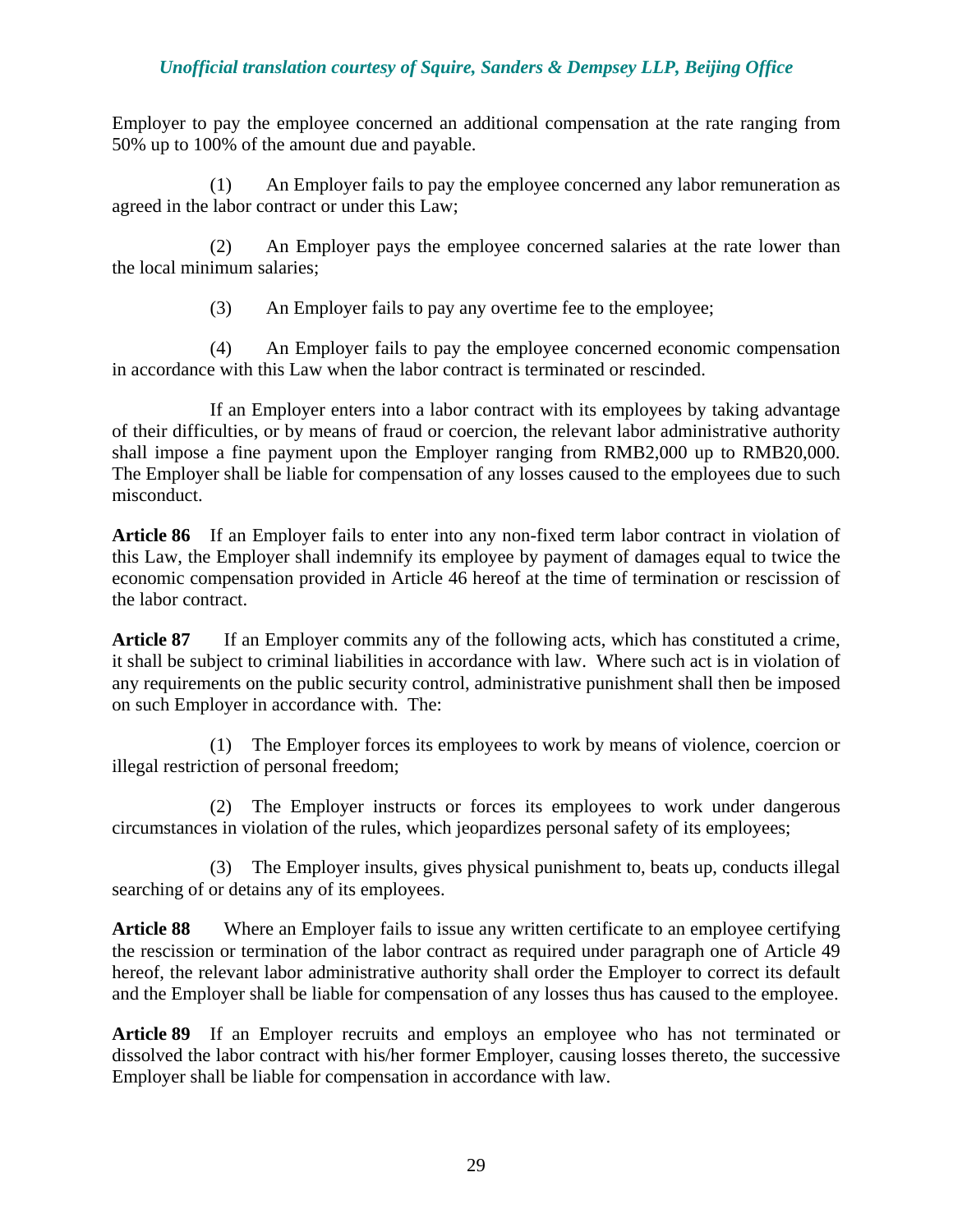Employer to pay the employee concerned an additional compensation at the rate ranging from 50% up to 100% of the amount due and payable.

(1) An Employer fails to pay the employee concerned any labor remuneration as agreed in the labor contract or under this Law;

(2) An Employer pays the employee concerned salaries at the rate lower than the local minimum salaries;

(3) An Employer fails to pay any overtime fee to the employee;

(4) An Employer fails to pay the employee concerned economic compensation in accordance with this Law when the labor contract is terminated or rescinded.

If an Employer enters into a labor contract with its employees by taking advantage of their difficulties, or by means of fraud or coercion, the relevant labor administrative authority shall impose a fine payment upon the Employer ranging from RMB2,000 up to RMB20,000. The Employer shall be liable for compensation of any losses caused to the employees due to such misconduct.

**Article 86** If an Employer fails to enter into any non-fixed term labor contract in violation of this Law, the Employer shall indemnify its employee by payment of damages equal to twice the economic compensation provided in Article 46 hereof at the time of termination or rescission of the labor contract.

**Article 87** If an Employer commits any of the following acts, which has constituted a crime, it shall be subject to criminal liabilities in accordance with law. Where such act is in violation of any requirements on the public security control, administrative punishment shall then be imposed on such Employer in accordance with. The:

(1) The Employer forces its employees to work by means of violence, coercion or illegal restriction of personal freedom;

(2) The Employer instructs or forces its employees to work under dangerous circumstances in violation of the rules, which jeopardizes personal safety of its employees;

(3) The Employer insults, gives physical punishment to, beats up, conducts illegal searching of or detains any of its employees.

**Article 88** Where an Employer fails to issue any written certificate to an employee certifying the rescission or termination of the labor contract as required under paragraph one of Article 49 hereof, the relevant labor administrative authority shall order the Employer to correct its default and the Employer shall be liable for compensation of any losses thus has caused to the employee.

**Article 89** If an Employer recruits and employs an employee who has not terminated or dissolved the labor contract with his/her former Employer, causing losses thereto, the successive Employer shall be liable for compensation in accordance with law.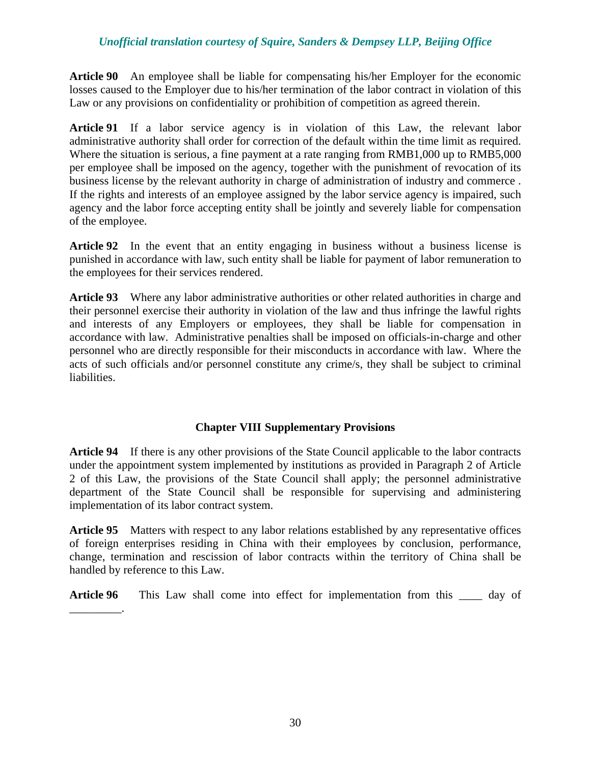**Article 90** An employee shall be liable for compensating his/her Employer for the economic losses caused to the Employer due to his/her termination of the labor contract in violation of this Law or any provisions on confidentiality or prohibition of competition as agreed therein.

**Article 91** If a labor service agency is in violation of this Law, the relevant labor administrative authority shall order for correction of the default within the time limit as required. Where the situation is serious, a fine payment at a rate ranging from RMB1,000 up to RMB5,000 per employee shall be imposed on the agency, together with the punishment of revocation of its business license by the relevant authority in charge of administration of industry and commerce . If the rights and interests of an employee assigned by the labor service agency is impaired, such agency and the labor force accepting entity shall be jointly and severely liable for compensation of the employee.

**Article 92** In the event that an entity engaging in business without a business license is punished in accordance with law, such entity shall be liable for payment of labor remuneration to the employees for their services rendered.

**Article 93** Where any labor administrative authorities or other related authorities in charge and their personnel exercise their authority in violation of the law and thus infringe the lawful rights and interests of any Employers or employees, they shall be liable for compensation in accordance with law. Administrative penalties shall be imposed on officials-in-charge and other personnel who are directly responsible for their misconducts in accordance with law. Where the acts of such officials and/or personnel constitute any crime/s, they shall be subject to criminal liabilities.

## Chapter VIII Supplementary Provisions

**Article 94** If there is any other provisions of the State Council applicable to the labor contracts under the appointment system implemented by institutions as provided in Paragraph 2 of Article 2 of this Law, the provisions of the State Council shall apply; the personnel administrative department of the State Council shall be responsible for supervising and administering implementation of its labor contract system.

**Article 95** Matters with respect to any labor relations established by any representative offices of foreign enterprises residing in China with their employees by conclusion, performance, change, termination and rescission of labor contracts within the territory of China shall be handled by reference to this Law.

**Article 96** This Law shall come into effect for implementation from this ____ day of _________.